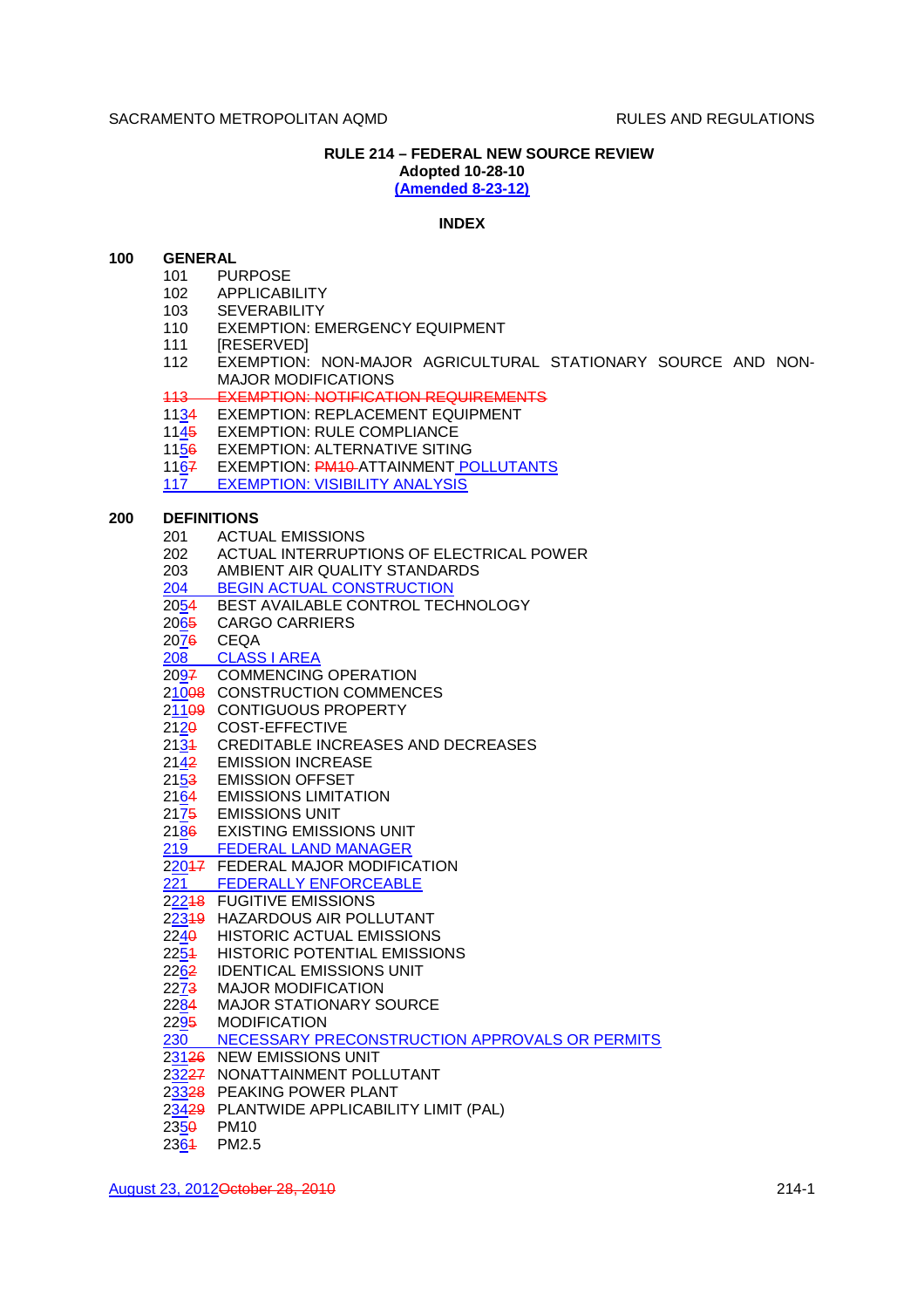# RULE 214 – FEDERAL NEW SOURCE REVIEW

**Adopted 10-28-10**
**(Amended 8-23-12)**

## INDEX

**100 GENERAL**

- 101 PURPOSE
- 102 APPLICABILITY
- 103 SEVERABILITY
- 110 EXEMPTION: EMERGENCY EQUIPMENT
- 111 [RESERVED]
- 112 EXEMPTION: NON-MAJOR AGRICULTURAL STATIONARY SOURCE AND NON-MAJOR MODIFICATIONS
- ~~113 EXEMPTION: NOTIFICATION REQUIREMENTS~~
- 113~~4~~ EXEMPTION: REPLACEMENT EQUIPMENT
- 114~~5~~ EXEMPTION: RULE COMPLIANCE
- 115~~6~~ EXEMPTION: ALTERNATIVE SITING
- 116~~7~~ EXEMPTION: ~~PM10~~ ATTAINMENT POLLUTANTS
- 117 EXEMPTION: VISIBILITY ANALYSIS

**200 DEFINITIONS**

- 201 ACTUAL EMISSIONS
- 202 ACTUAL INTERRUPTIONS OF ELECTRICAL POWER
- 203 AMBIENT AIR QUALITY STANDARDS
- 204 BEGIN ACTUAL CONSTRUCTION
- 205~~4~~ BEST AVAILABLE CONTROL TECHNOLOGY
- 206~~5~~ CARGO CARRIERS
- 207~~6~~ CEQA
- 208 CLASS I AREA
- 209~~7~~ COMMENCING OPERATION
- 210~~08~~ CONSTRUCTION COMMENCES
- 211~~09~~ CONTIGUOUS PROPERTY
- 212~~0~~ COST-EFFECTIVE
- 213~~1~~ CREDITABLE INCREASES AND DECREASES
- 214~~2~~ EMISSION INCREASE
- 215~~3~~ EMISSION OFFSET
- 216~~4~~ EMISSIONS LIMITATION
- 217~~5~~ EMISSIONS UNIT
- 218~~6~~ EXISTING EMISSIONS UNIT
- 219 FEDERAL LAND MANAGER
- 220~~17~~ FEDERAL MAJOR MODIFICATION
- 221 FEDERALLY ENFORCEABLE
- 222~~18~~ FUGITIVE EMISSIONS
- 223~~19~~ HAZARDOUS AIR POLLUTANT
- 224~~0~~ HISTORIC ACTUAL EMISSIONS
- 225~~1~~ HISTORIC POTENTIAL EMISSIONS
- 226~~2~~ IDENTICAL EMISSIONS UNIT
- 227~~3~~ MAJOR MODIFICATION
- 228~~4~~ MAJOR STATIONARY SOURCE
- 229~~5~~ MODIFICATION
- 230 NECESSARY PRECONSTRUCTION APPROVALS OR PERMITS
- 231~~26~~ NEW EMISSIONS UNIT
- 232~~27~~ NONATTAINMENT POLLUTANT
- 233~~28~~ PEAKING POWER PLANT
- 234~~29~~ PLANTWIDE APPLICABILITY LIMIT (PAL)
- 235~~0~~ PM10
- 236~~1~~ PM2.5

August 23, 2012~~October 28, 2010~~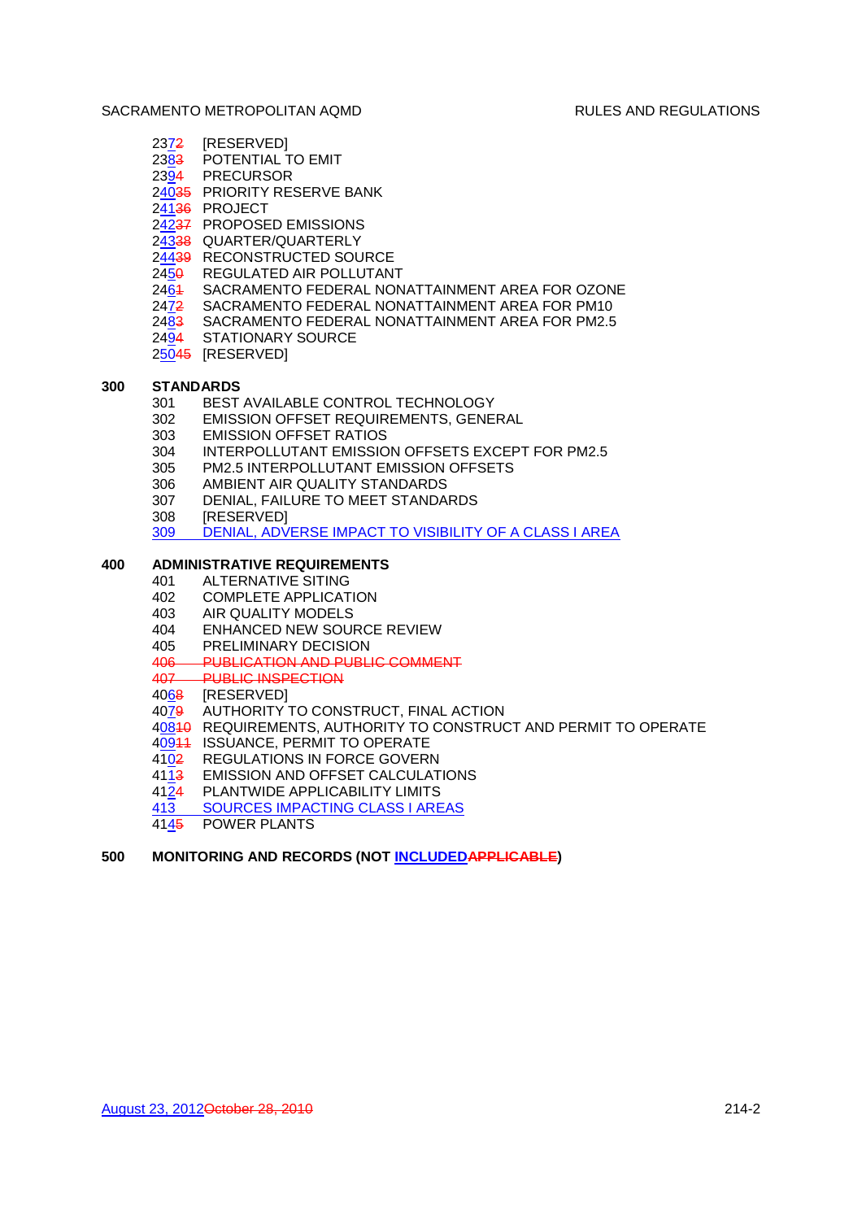23<u>7</u>~~2~~ [RESERVED]
23<u>8</u>~~3~~ POTENTIAL TO EMIT
23<u>9</u>~~4~~ PRECURSOR
2<u>40</u>~~35~~ PRIORITY RESERVE BANK
2<u>41</u>~~36~~ PROJECT
2<u>42</u>~~37~~ PROPOSED EMISSIONS
2<u>43</u>~~38~~ QUARTER/QUARTERLY
2<u>44</u>~~39~~ RECONSTRUCTED SOURCE
24<u>5</u>~~0~~ REGULATED AIR POLLUTANT
24<u>6</u>~~1~~ SACRAMENTO FEDERAL NONATTAINMENT AREA FOR OZONE
24<u>7</u>~~2~~ SACRAMENTO FEDERAL NONATTAINMENT AREA FOR PM10
24<u>8</u>~~3~~ SACRAMENTO FEDERAL NONATTAINMENT AREA FOR PM2.5
24<u>9</u>~~4~~ STATIONARY SOURCE
2<u>50</u>~~45~~ [RESERVED]

**300 STANDARDS**

301 BEST AVAILABLE CONTROL TECHNOLOGY
302 EMISSION OFFSET REQUIREMENTS, GENERAL
303 EMISSION OFFSET RATIOS
304 INTERPOLLUTANT EMISSION OFFSETS EXCEPT FOR PM2.5
305 PM2.5 INTERPOLLUTANT EMISSION OFFSETS
306 AMBIENT AIR QUALITY STANDARDS
307 DENIAL, FAILURE TO MEET STANDARDS
308 [RESERVED]
<u>309 DENIAL, ADVERSE IMPACT TO VISIBILITY OF A CLASS I AREA</u>

**400 ADMINISTRATIVE REQUIREMENTS**

401 ALTERNATIVE SITING
402 COMPLETE APPLICATION
403 AIR QUALITY MODELS
404 ENHANCED NEW SOURCE REVIEW
405 PRELIMINARY DECISION
~~406 PUBLICATION AND PUBLIC COMMENT~~
~~407 PUBLIC INSPECTION~~
40<u>6</u>~~8~~ [RESERVED]
40<u>7</u>~~9~~ AUTHORITY TO CONSTRUCT, FINAL ACTION
4<u>08</u>~~10~~ REQUIREMENTS, AUTHORITY TO CONSTRUCT AND PERMIT TO OPERATE
4<u>09</u>~~11~~ ISSUANCE, PERMIT TO OPERATE
41<u>0</u>~~2~~ REGULATIONS IN FORCE GOVERN
41<u>1</u>~~3~~ EMISSION AND OFFSET CALCULATIONS
41<u>2</u>~~4~~ PLANTWIDE APPLICABILITY LIMITS
<u>413 SOURCES IMPACTING CLASS I AREAS</u>
41<u>4</u>~~5~~ POWER PLANTS

**500 MONITORING AND RECORDS (NOT <u>INCLUDED</u>~~APPLICABLE~~)**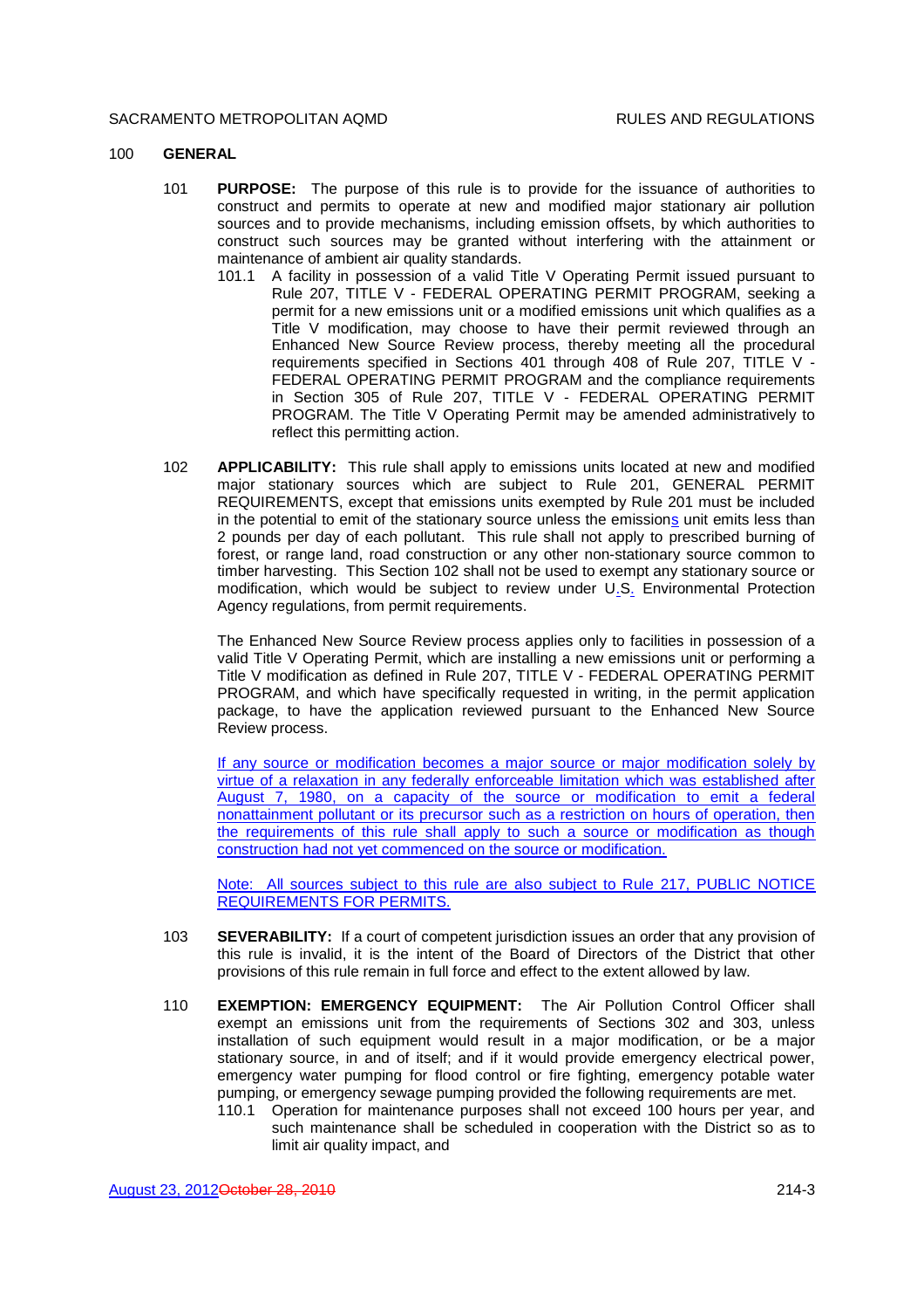## 100 GENERAL

**101 PURPOSE:** The purpose of this rule is to provide for the issuance of authorities to construct and permits to operate at new and modified major stationary air pollution sources and to provide mechanisms, including emission offsets, by which authorities to construct such sources may be granted without interfering with the attainment or maintenance of ambient air quality standards.

101.1 A facility in possession of a valid Title V Operating Permit issued pursuant to Rule 207, TITLE V - FEDERAL OPERATING PERMIT PROGRAM, seeking a permit for a new emissions unit or a modified emissions unit which qualifies as a Title V modification, may choose to have their permit reviewed through an Enhanced New Source Review process, thereby meeting all the procedural requirements specified in Sections 401 through 408 of Rule 207, TITLE V - FEDERAL OPERATING PERMIT PROGRAM and the compliance requirements in Section 305 of Rule 207, TITLE V - FEDERAL OPERATING PERMIT PROGRAM. The Title V Operating Permit may be amended administratively to reflect this permitting action.

**102 APPLICABILITY:** This rule shall apply to emissions units located at new and modified major stationary sources which are subject to Rule 201, GENERAL PERMIT REQUIREMENTS, except that emissions units exempted by Rule 201 must be included in the potential to emit of the stationary source unless the emissions unit emits less than 2 pounds per day of each pollutant. This rule shall not apply to prescribed burning of forest, or range land, road construction or any other non-stationary source common to timber harvesting. This Section 102 shall not be used to exempt any stationary source or modification, which would be subject to review under U.S. Environmental Protection Agency regulations, from permit requirements.

The Enhanced New Source Review process applies only to facilities in possession of a valid Title V Operating Permit, which are installing a new emissions unit or performing a Title V modification as defined in Rule 207, TITLE V - FEDERAL OPERATING PERMIT PROGRAM, and which have specifically requested in writing, in the permit application package, to have the application reviewed pursuant to the Enhanced New Source Review process.

If any source or modification becomes a major source or major modification solely by virtue of a relaxation in any federally enforceable limitation which was established after August 7, 1980, on a capacity of the source or modification to emit a federal nonattainment pollutant or its precursor such as a restriction on hours of operation, then the requirements of this rule shall apply to such a source or modification as though construction had not yet commenced on the source or modification.

Note: All sources subject to this rule are also subject to Rule 217, PUBLIC NOTICE REQUIREMENTS FOR PERMITS.

**103 SEVERABILITY:** If a court of competent jurisdiction issues an order that any provision of this rule is invalid, it is the intent of the Board of Directors of the District that other provisions of this rule remain in full force and effect to the extent allowed by law.

**110 EXEMPTION: EMERGENCY EQUIPMENT:** The Air Pollution Control Officer shall exempt an emissions unit from the requirements of Sections 302 and 303, unless installation of such equipment would result in a major modification, or be a major stationary source, in and of itself; and if it would provide emergency electrical power, emergency water pumping for flood control or fire fighting, emergency potable water pumping, or emergency sewage pumping provided the following requirements are met.

110.1 Operation for maintenance purposes shall not exceed 100 hours per year, and such maintenance shall be scheduled in cooperation with the District so as to limit air quality impact, and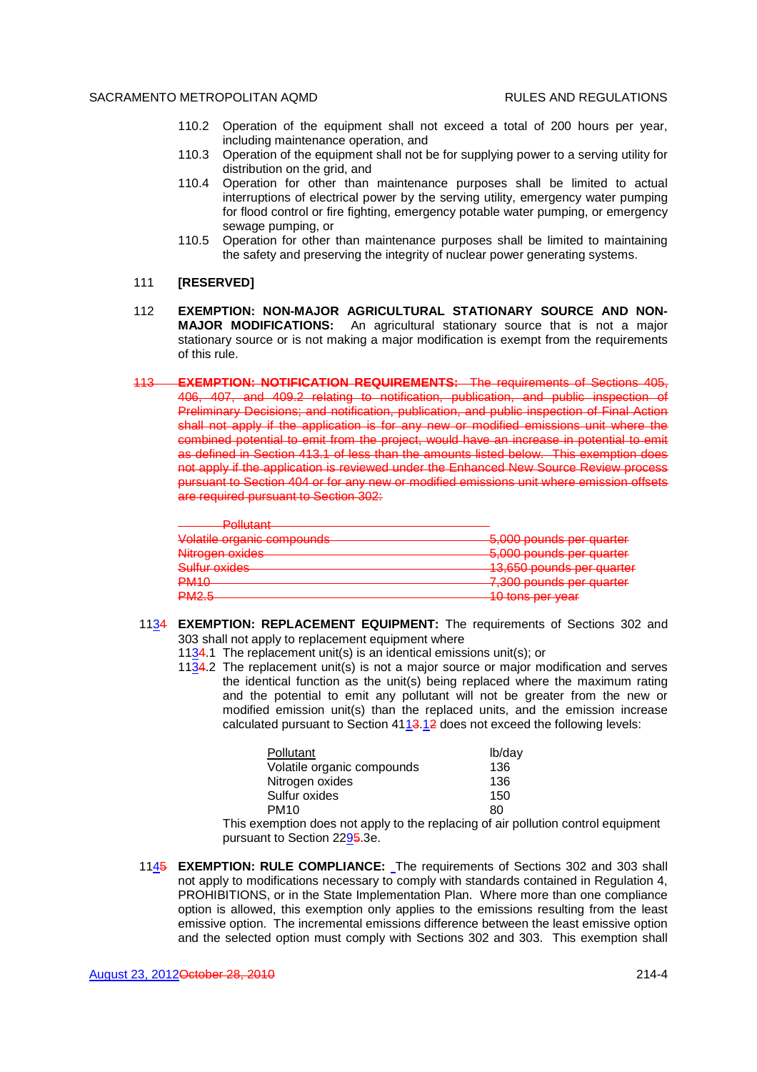110.2 Operation of the equipment shall not exceed a total of 200 hours per year, including maintenance operation, and

110.3 Operation of the equipment shall not be for supplying power to a serving utility for distribution on the grid, and

110.4 Operation for other than maintenance purposes shall be limited to actual interruptions of electrical power by the serving utility, emergency water pumping for flood control or fire fighting, emergency potable water pumping, or emergency sewage pumping, or

110.5 Operation for other than maintenance purposes shall be limited to maintaining the safety and preserving the integrity of nuclear power generating systems.

111 **[RESERVED]**

112 **EXEMPTION: NON-MAJOR AGRICULTURAL STATIONARY SOURCE AND NON-MAJOR MODIFICATIONS:** An agricultural stationary source that is not a major stationary source or is not making a major modification is exempt from the requirements of this rule.

~~113 **EXEMPTION: NOTIFICATION REQUIREMENTS:** The requirements of Sections 405, 406, 407, and 409.2 relating to notification, publication, and public inspection of Preliminary Decisions; and notification, publication, and public inspection of Final Action shall not apply if the application is for any new or modified emissions unit where the combined potential to emit from the project, would have an increase in potential to emit as defined in Section 413.1 of less than the amounts listed below. This exemption does not apply if the application is reviewed under the Enhanced New Source Review process pursuant to Section 404 or for any new or modified emissions unit where emission offsets are required pursuant to Section 302:~~

| ~~Pollutant~~ | |
|---|---|
| ~~Volatile organic compounds~~ | ~~5,000 pounds per quarter~~ |
| ~~Nitrogen oxides~~ | ~~5,000 pounds per quarter~~ |
| ~~Sulfur oxides~~ | ~~13,650 pounds per quarter~~ |
| ~~PM10~~ | ~~7,300 pounds per quarter~~ |
| ~~PM2.5~~ | ~~10 tons per year~~ |

113~~4~~ **EXEMPTION: REPLACEMENT EQUIPMENT:** The requirements of Sections 302 and 303 shall not apply to replacement equipment where

113~~4~~.1 The replacement unit(s) is an identical emissions unit(s); or

113~~4~~.2 The replacement unit(s) is not a major source or major modification and serves the identical function as the unit(s) being replaced where the maximum rating and the potential to emit any pollutant will not be greater from the new or modified emission unit(s) than the replaced units, and the emission increase calculated pursuant to Section 411~~3~~.1~~2~~ does not exceed the following levels:

| Pollutant | lb/day |
|---|---|
| Volatile organic compounds | 136 |
| Nitrogen oxides | 136 |
| Sulfur oxides | 150 |
| PM10 | 80 |

This exemption does not apply to the replacing of air pollution control equipment pursuant to Section 229~~5~~.3e.

114~~5~~ **EXEMPTION: RULE COMPLIANCE:** The requirements of Sections 302 and 303 shall not apply to modifications necessary to comply with standards contained in Regulation 4, PROHIBITIONS, or in the State Implementation Plan. Where more than one compliance option is allowed, this exemption only applies to the emissions resulting from the least emissive option. The incremental emissions difference between the least emissive option and the selected option must comply with Sections 302 and 303. This exemption shall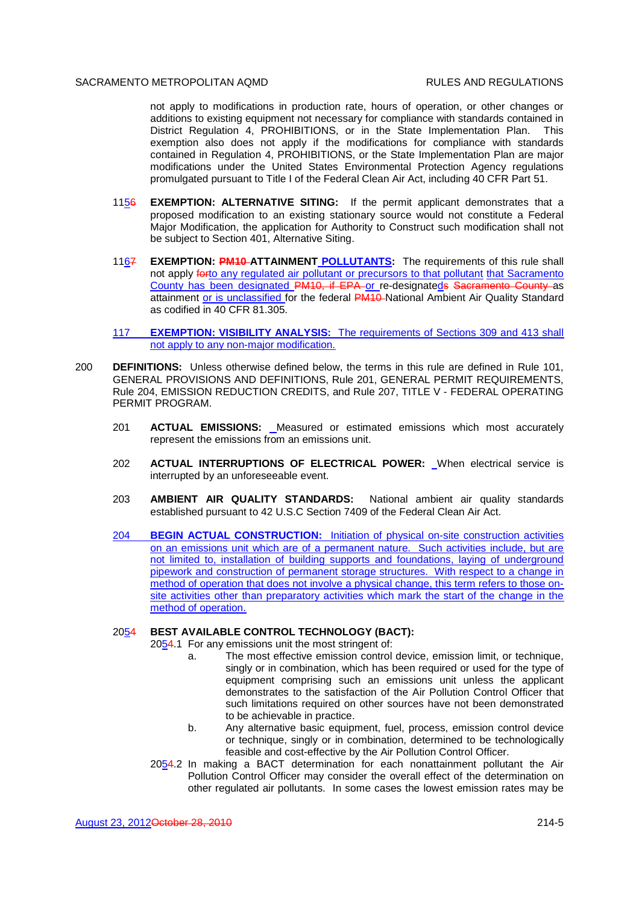not apply to modifications in production rate, hours of operation, or other changes or additions to existing equipment not necessary for compliance with standards contained in District Regulation 4, PROHIBITIONS, or in the State Implementation Plan. This exemption also does not apply if the modifications for compliance with standards contained in Regulation 4, PROHIBITIONS, or the State Implementation Plan are major modifications under the United States Environmental Protection Agency regulations promulgated pursuant to Title I of the Federal Clean Air Act, including 40 CFR Part 51.

115 **EXEMPTION: ALTERNATIVE SITING:** If the permit applicant demonstrates that a proposed modification to an existing stationary source would not constitute a Federal Major Modification, the application for Authority to Construct such modification shall not be subject to Section 401, Alternative Siting.

116 **EXEMPTION: ATTAINMENT POLLUTANTS:** The requirements of this rule shall not apply to any regulated air pollutant or precursors to that pollutant that Sacramento County has been designated or re-designated as attainment or is unclassified for the federal National Ambient Air Quality Standard as codified in 40 CFR 81.305.

117 **EXEMPTION: VISIBILITY ANALYSIS:** The requirements of Sections 309 and 413 shall not apply to any non-major modification.

200 **DEFINITIONS:** Unless otherwise defined below, the terms in this rule are defined in Rule 101, GENERAL PROVISIONS AND DEFINITIONS, Rule 201, GENERAL PERMIT REQUIREMENTS, Rule 204, EMISSION REDUCTION CREDITS, and Rule 207, TITLE V - FEDERAL OPERATING PERMIT PROGRAM.

201 **ACTUAL EMISSIONS:** Measured or estimated emissions which most accurately represent the emissions from an emissions unit.

202 **ACTUAL INTERRUPTIONS OF ELECTRICAL POWER:** When electrical service is interrupted by an unforeseeable event.

203 **AMBIENT AIR QUALITY STANDARDS:** National ambient air quality standards established pursuant to 42 U.S.C Section 7409 of the Federal Clean Air Act.

204 **BEGIN ACTUAL CONSTRUCTION:** Initiation of physical on-site construction activities on an emissions unit which are of a permanent nature. Such activities include, but are not limited to, installation of building supports and foundations, laying of underground pipework and construction of permanent storage structures. With respect to a change in method of operation that does not involve a physical change, this term refers to those on-site activities other than preparatory activities which mark the start of the change in the method of operation.

205 **BEST AVAILABLE CONTROL TECHNOLOGY (BACT):**

205.1 For any emissions unit the most stringent of:

a. The most effective emission control device, emission limit, or technique, singly or in combination, which has been required or used for the type of equipment comprising such an emissions unit unless the applicant demonstrates to the satisfaction of the Air Pollution Control Officer that such limitations required on other sources have not been demonstrated to be achievable in practice.

b. Any alternative basic equipment, fuel, process, emission control device or technique, singly or in combination, determined to be technologically feasible and cost-effective by the Air Pollution Control Officer.

205.2 In making a BACT determination for each nonattainment pollutant the Air Pollution Control Officer may consider the overall effect of the determination on other regulated air pollutants. In some cases the lowest emission rates may be

August 23, 2012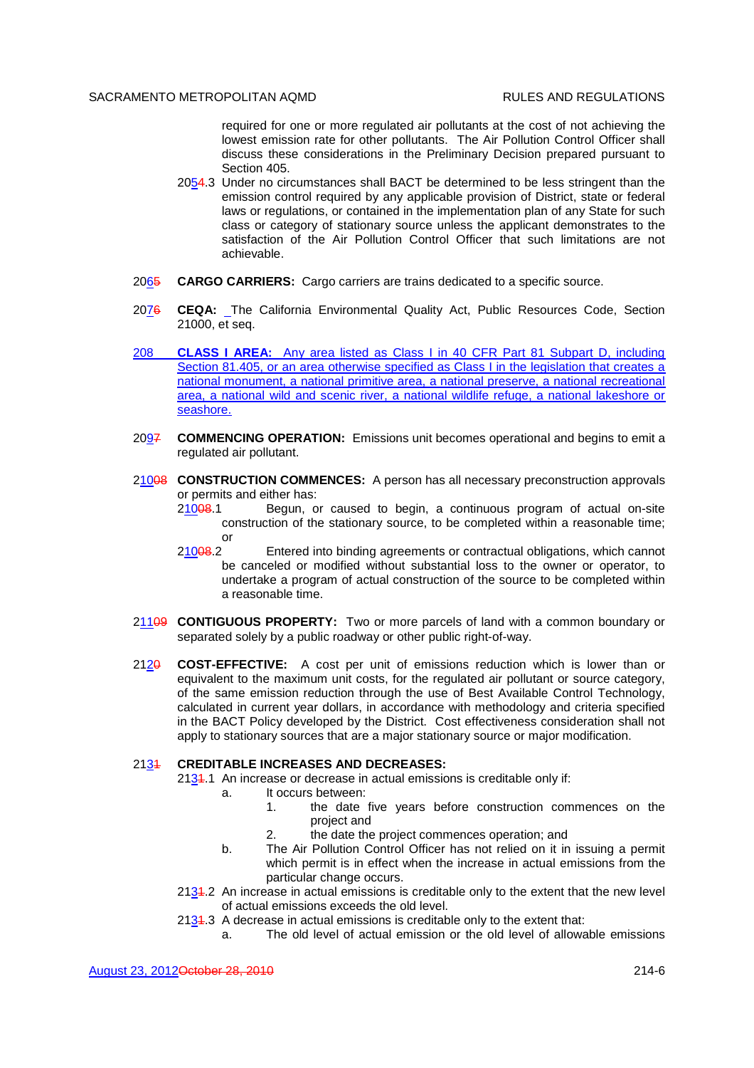required for one or more regulated air pollutants at the cost of not achieving the lowest emission rate for other pollutants. The Air Pollution Control Officer shall discuss these considerations in the Preliminary Decision prepared pursuant to Section 405.

2054.3 Under no circumstances shall BACT be determined to be less stringent than the emission control required by any applicable provision of District, state or federal laws or regulations, or contained in the implementation plan of any State for such class or category of stationary source unless the applicant demonstrates to the satisfaction of the Air Pollution Control Officer that such limitations are not achievable.

2065 **CARGO CARRIERS:** Cargo carriers are trains dedicated to a specific source.

2076 **CEQA:** The California Environmental Quality Act, Public Resources Code, Section 21000, et seq.

208 **CLASS I AREA:** Any area listed as Class I in 40 CFR Part 81 Subpart D, including Section 81.405, or an area otherwise specified as Class I in the legislation that creates a national monument, a national primitive area, a national preserve, a national recreational area, a national wild and scenic river, a national wildlife refuge, a national lakeshore or seashore.

2097 **COMMENCING OPERATION:** Emissions unit becomes operational and begins to emit a regulated air pollutant.

21008 **CONSTRUCTION COMMENCES:** A person has all necessary preconstruction approvals or permits and either has:

21008.1 Begun, or caused to begin, a continuous program of actual on-site construction of the stationary source, to be completed within a reasonable time; or

21008.2 Entered into binding agreements or contractual obligations, which cannot be canceled or modified without substantial loss to the owner or operator, to undertake a program of actual construction of the source to be completed within a reasonable time.

21109 **CONTIGUOUS PROPERTY:** Two or more parcels of land with a common boundary or separated solely by a public roadway or other public right-of-way.

2120 **COST-EFFECTIVE:** A cost per unit of emissions reduction which is lower than or equivalent to the maximum unit costs, for the regulated air pollutant or source category, of the same emission reduction through the use of Best Available Control Technology, calculated in current year dollars, in accordance with methodology and criteria specified in the BACT Policy developed by the District. Cost effectiveness consideration shall not apply to stationary sources that are a major stationary source or major modification.

2131 **CREDITABLE INCREASES AND DECREASES:**

2131.1 An increase or decrease in actual emissions is creditable only if:

a. It occurs between:
   1. the date five years before construction commences on the project and
   2. the date the project commences operation; and

b. The Air Pollution Control Officer has not relied on it in issuing a permit which permit is in effect when the increase in actual emissions from the particular change occurs.

2131.2 An increase in actual emissions is creditable only to the extent that the new level of actual emissions exceeds the old level.

2131.3 A decrease in actual emissions is creditable only to the extent that:

a. The old level of actual emission or the old level of allowable emissions

August 23, 2012October 28, 2010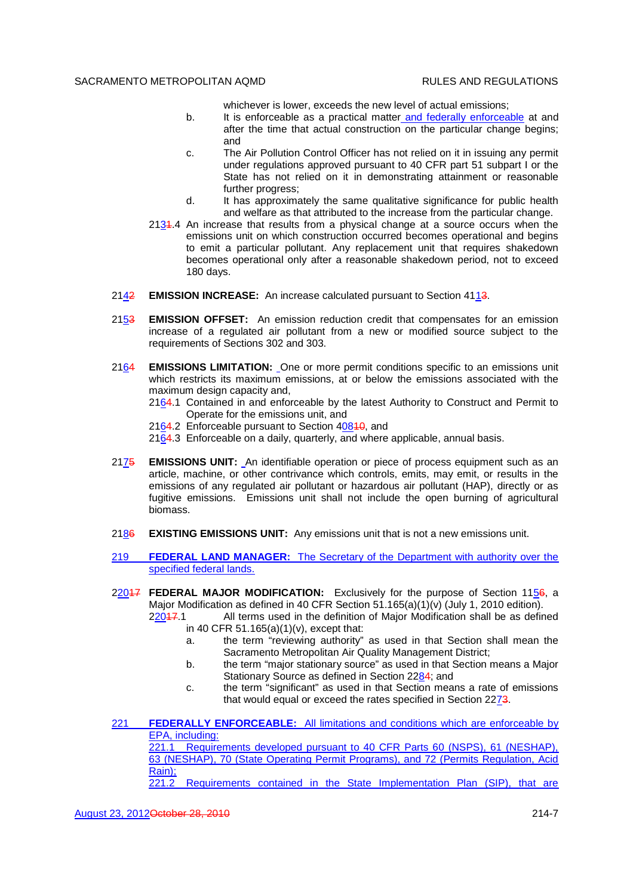whichever is lower, exceeds the new level of actual emissions;

b. It is enforceable as a practical matter and federally enforceable at and after the time that actual construction on the particular change begins; and

c. The Air Pollution Control Officer has not relied on it in issuing any permit under regulations approved pursuant to 40 CFR part 51 subpart I or the State has not relied on it in demonstrating attainment or reasonable further progress;

d. It has approximately the same qualitative significance for public health and welfare as that attributed to the increase from the particular change.

2131.4 An increase that results from a physical change at a source occurs when the emissions unit on which construction occurred becomes operational and begins to emit a particular pollutant. Any replacement unit that requires shakedown becomes operational only after a reasonable shakedown period, not to exceed 180 days.

2142 **EMISSION INCREASE:** An increase calculated pursuant to Section 4113.

2153 **EMISSION OFFSET:** An emission reduction credit that compensates for an emission increase of a regulated air pollutant from a new or modified source subject to the requirements of Sections 302 and 303.

2164 **EMISSIONS LIMITATION:** One or more permit conditions specific to an emissions unit which restricts its maximum emissions, at or below the emissions associated with the maximum design capacity and,

2164.1 Contained in and enforceable by the latest Authority to Construct and Permit to Operate for the emissions unit, and

2164.2 Enforceable pursuant to Section 40810, and

2164.3 Enforceable on a daily, quarterly, and where applicable, annual basis.

2175 **EMISSIONS UNIT:** An identifiable operation or piece of process equipment such as an article, machine, or other contrivance which controls, emits, may emit, or results in the emissions of any regulated air pollutant or hazardous air pollutant (HAP), directly or as fugitive emissions. Emissions unit shall not include the open burning of agricultural biomass.

2186 **EXISTING EMISSIONS UNIT:** Any emissions unit that is not a new emissions unit.

219 **FEDERAL LAND MANAGER:** The Secretary of the Department with authority over the specified federal lands.

22017 **FEDERAL MAJOR MODIFICATION:** Exclusively for the purpose of Section 1156, a Major Modification as defined in 40 CFR Section 51.165(a)(1)(v) (July 1, 2010 edition).

22017.1 All terms used in the definition of Major Modification shall be as defined in 40 CFR 51.165(a)(1)(v), except that:

a. the term "reviewing authority" as used in that Section shall mean the Sacramento Metropolitan Air Quality Management District;

b. the term "major stationary source" as used in that Section means a Major Stationary Source as defined in Section 2284; and

c. the term "significant" as used in that Section means a rate of emissions that would equal or exceed the rates specified in Section 2273.

221 **FEDERALLY ENFORCEABLE:** All limitations and conditions which are enforceable by EPA, including:

221.1 Requirements developed pursuant to 40 CFR Parts 60 (NSPS), 61 (NESHAP), 63 (NESHAP), 70 (State Operating Permit Programs), and 72 (Permits Regulation, Acid Rain);

221.2 Requirements contained in the State Implementation Plan (SIP), that are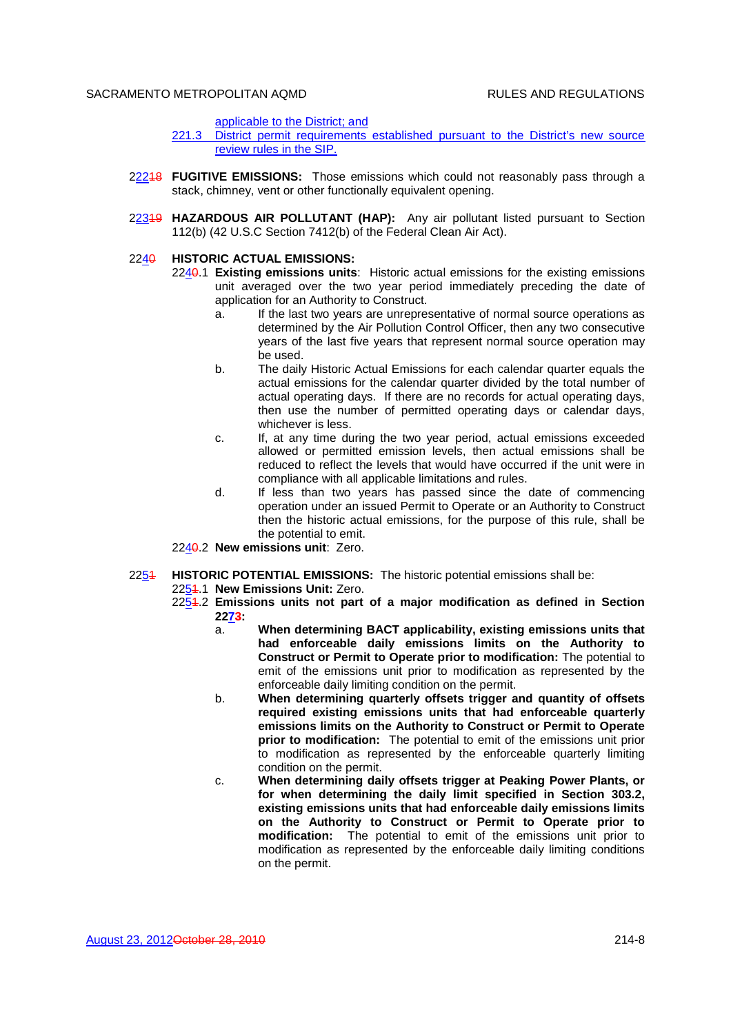applicable to the District; and

221.3 District permit requirements established pursuant to the District's new source review rules in the SIP.

222~~18~~ **FUGITIVE EMISSIONS:** Those emissions which could not reasonably pass through a stack, chimney, vent or other functionally equivalent opening.

223~~19~~ **HAZARDOUS AIR POLLUTANT (HAP):** Any air pollutant listed pursuant to Section 112(b) (42 U.S.C Section 7412(b) of the Federal Clean Air Act).

224~~0~~ **HISTORIC ACTUAL EMISSIONS:**

224~~0~~.1 **Existing emissions units**: Historic actual emissions for the existing emissions unit averaged over the two year period immediately preceding the date of application for an Authority to Construct.

a. If the last two years are unrepresentative of normal source operations as determined by the Air Pollution Control Officer, then any two consecutive years of the last five years that represent normal source operation may be used.

b. The daily Historic Actual Emissions for each calendar quarter equals the actual emissions for the calendar quarter divided by the total number of actual operating days. If there are no records for actual operating days, then use the number of permitted operating days or calendar days, whichever is less.

c. If, at any time during the two year period, actual emissions exceeded allowed or permitted emission levels, then actual emissions shall be reduced to reflect the levels that would have occurred if the unit were in compliance with all applicable limitations and rules.

d. If less than two years has passed since the date of commencing operation under an issued Permit to Operate or an Authority to Construct then the historic actual emissions, for the purpose of this rule, shall be the potential to emit.

224~~0~~.2 **New emissions unit**: Zero.

225~~1~~ **HISTORIC POTENTIAL EMISSIONS:** The historic potential emissions shall be:

225~~1~~.1 **New Emissions Unit:** Zero.

225~~1~~.2 **Emissions units not part of a major modification as defined in Section 227~~3~~:**

a. **When determining BACT applicability, existing emissions units that had enforceable daily emissions limits on the Authority to Construct or Permit to Operate prior to modification:** The potential to emit of the emissions unit prior to modification as represented by the enforceable daily limiting condition on the permit.

b. **When determining quarterly offsets trigger and quantity of offsets required existing emissions units that had enforceable quarterly emissions limits on the Authority to Construct or Permit to Operate prior to modification:** The potential to emit of the emissions unit prior to modification as represented by the enforceable quarterly limiting condition on the permit.

c. **When determining daily offsets trigger at Peaking Power Plants, or for when determining the daily limit specified in Section 303.2, existing emissions units that had enforceable daily emissions limits on the Authority to Construct or Permit to Operate prior to modification:** The potential to emit of the emissions unit prior to modification as represented by the enforceable daily limiting conditions on the permit.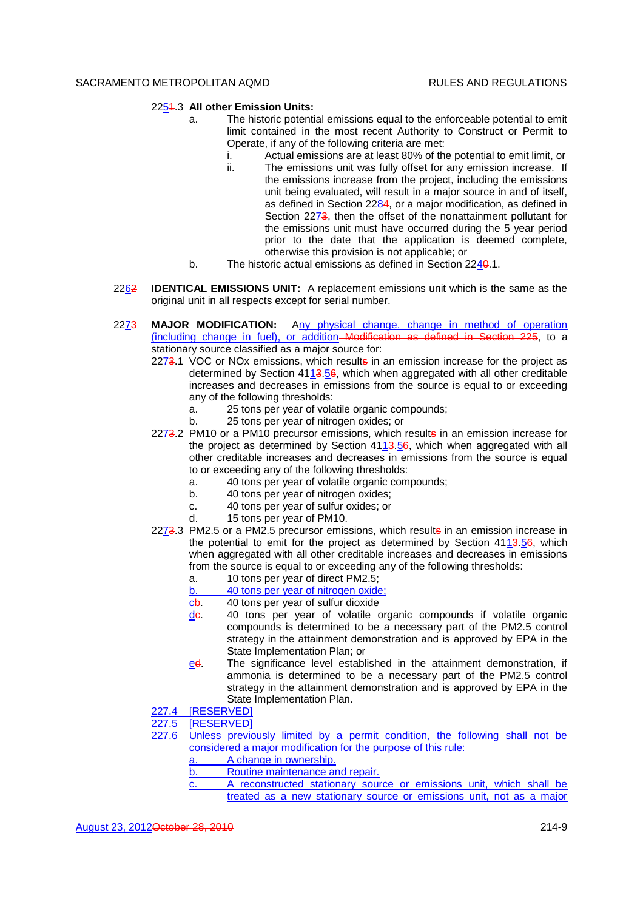225~~1~~.3 **All other Emission Units:**

a. The historic potential emissions equal to the enforceable potential to emit limit contained in the most recent Authority to Construct or Permit to Operate, if any of the following criteria are met:

   i. Actual emissions are at least 80% of the potential to emit limit, or

   ii. The emissions unit was fully offset for any emission increase. If the emissions increase from the project, including the emissions unit being evaluated, will result in a major source in and of itself, as defined in Section 228~~4~~, or a major modification, as defined in Section 227~~3~~, then the offset of the nonattainment pollutant for the emissions unit must have occurred during the 5 year period prior to the date that the application is deemed complete, otherwise this provision is not applicable; or

b. The historic actual emissions as defined in Section 224~~0~~.1.

226~~2~~ **IDENTICAL EMISSIONS UNIT:** A replacement emissions unit which is the same as the original unit in all respects except for serial number.

227~~3~~ **MAJOR MODIFICATION:** Any physical change, change in method of operation (including change in fuel), or addition ~~Modification as defined in Section 225~~, to a stationary source classified as a major source for:

227~~3~~.1 VOC or NOx emissions, which result~~s~~ in an emission increase for the project as determined by Section 411~~3~~.5~~6~~, which when aggregated with all other creditable increases and decreases in emissions from the source is equal to or exceeding any of the following thresholds:

a. 25 tons per year of volatile organic compounds;

b. 25 tons per year of nitrogen oxides; or

227~~3~~.2 PM10 or a PM10 precursor emissions, which result~~s~~ in an emission increase for the project as determined by Section 411~~3~~.5~~6~~, which when aggregated with all other creditable increases and decreases in emissions from the source is equal to or exceeding any of the following thresholds:

a. 40 tons per year of volatile organic compounds;

b. 40 tons per year of nitrogen oxides;

c. 40 tons per year of sulfur oxides; or

d. 15 tons per year of PM10.

227~~3~~.3 PM2.5 or a PM2.5 precursor emissions, which result~~s~~ in an emission increase in the potential to emit for the project as determined by Section 411~~3~~.5~~6~~, which when aggregated with all other creditable increases and decreases in emissions from the source is equal to or exceeding any of the following thresholds:

a. 10 tons per year of direct PM2.5;

b. 40 tons per year of nitrogen oxide;

c~~b~~. 40 tons per year of sulfur dioxide

d~~c~~. 40 tons per year of volatile organic compounds if volatile organic compounds is determined to be a necessary part of the PM2.5 control strategy in the attainment demonstration and is approved by EPA in the State Implementation Plan; or

e~~d~~. The significance level established in the attainment demonstration, if ammonia is determined to be a necessary part of the PM2.5 control strategy in the attainment demonstration and is approved by EPA in the State Implementation Plan.

227.4 [RESERVED]

227.5 [RESERVED]

227.6 Unless previously limited by a permit condition, the following shall not be considered a major modification for the purpose of this rule:

a. A change in ownership.

b. Routine maintenance and repair.

c. A reconstructed stationary source or emissions unit, which shall be treated as a new stationary source or emissions unit, not as a major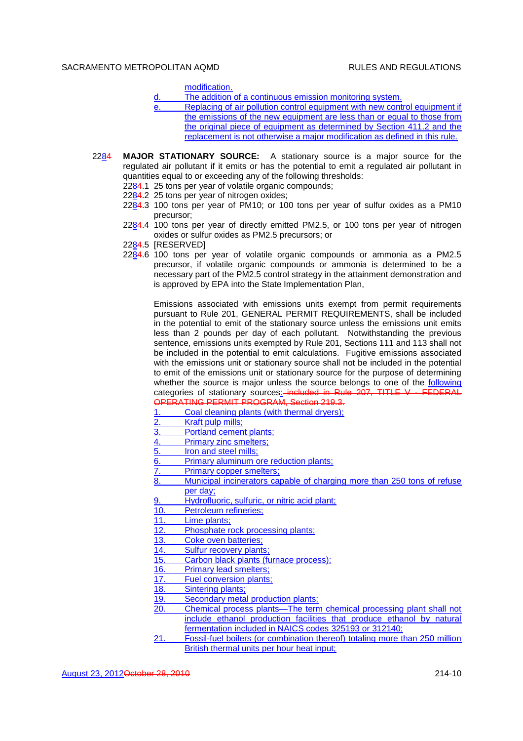modification.

d. The addition of a continuous emission monitoring system.

e. Replacing of air pollution control equipment with new control equipment if the emissions of the new equipment are less than or equal to those from the original piece of equipment as determined by Section 411.2 and the replacement is not otherwise a major modification as defined in this rule.

2284 **MAJOR STATIONARY SOURCE:** A stationary source is a major source for the regulated air pollutant if it emits or has the potential to emit a regulated air pollutant in quantities equal to or exceeding any of the following thresholds:

2284.1 25 tons per year of volatile organic compounds;

2284.2 25 tons per year of nitrogen oxides;

2284.3 100 tons per year of PM10; or 100 tons per year of sulfur oxides as a PM10 precursor;

2284.4 100 tons per year of directly emitted PM2.5, or 100 tons per year of nitrogen oxides or sulfur oxides as PM2.5 precursors; or

2284.5 [RESERVED]

2284.6 100 tons per year of volatile organic compounds or ammonia as a PM2.5 precursor, if volatile organic compounds or ammonia is determined to be a necessary part of the PM2.5 control strategy in the attainment demonstration and is approved by EPA into the State Implementation Plan,

Emissions associated with emissions units exempt from permit requirements pursuant to Rule 201, GENERAL PERMIT REQUIREMENTS, shall be included in the potential to emit of the stationary source unless the emissions units emit less than 2 pounds per day of each pollutant. Notwithstanding the previous sentence, emissions units exempted by Rule 201, Sections 111 and 113 shall not be included in the potential to emit calculations. Fugitive emissions associated with the emissions unit or stationary source shall not be included in the potential to emit of the emissions unit or stationary source for the purpose of determining whether the source is major unless the source belongs to one of the following categories of stationary sources: ~~included in Rule 207, TITLE V - FEDERAL OPERATING PERMIT PROGRAM, Section 219.3.~~

1. Coal cleaning plants (with thermal dryers);
2. Kraft pulp mills;
3. Portland cement plants;
4. Primary zinc smelters;
5. Iron and steel mills;
6. Primary aluminum ore reduction plants;
7. Primary copper smelters;
8. Municipal incinerators capable of charging more than 250 tons of refuse per day;
9. Hydrofluoric, sulfuric, or nitric acid plant;
10. Petroleum refineries;
11. Lime plants;
12. Phosphate rock processing plants;
13. Coke oven batteries;
14. Sulfur recovery plants;
15. Carbon black plants (furnace process);
16. Primary lead smelters;
17. Fuel conversion plants;
18. Sintering plants;
19. Secondary metal production plants;
20. Chemical process plants—The term chemical processing plant shall not include ethanol production facilities that produce ethanol by natural fermentation included in NAICS codes 325193 or 312140;
21. Fossil-fuel boilers (or combination thereof) totaling more than 250 million British thermal units per hour heat input;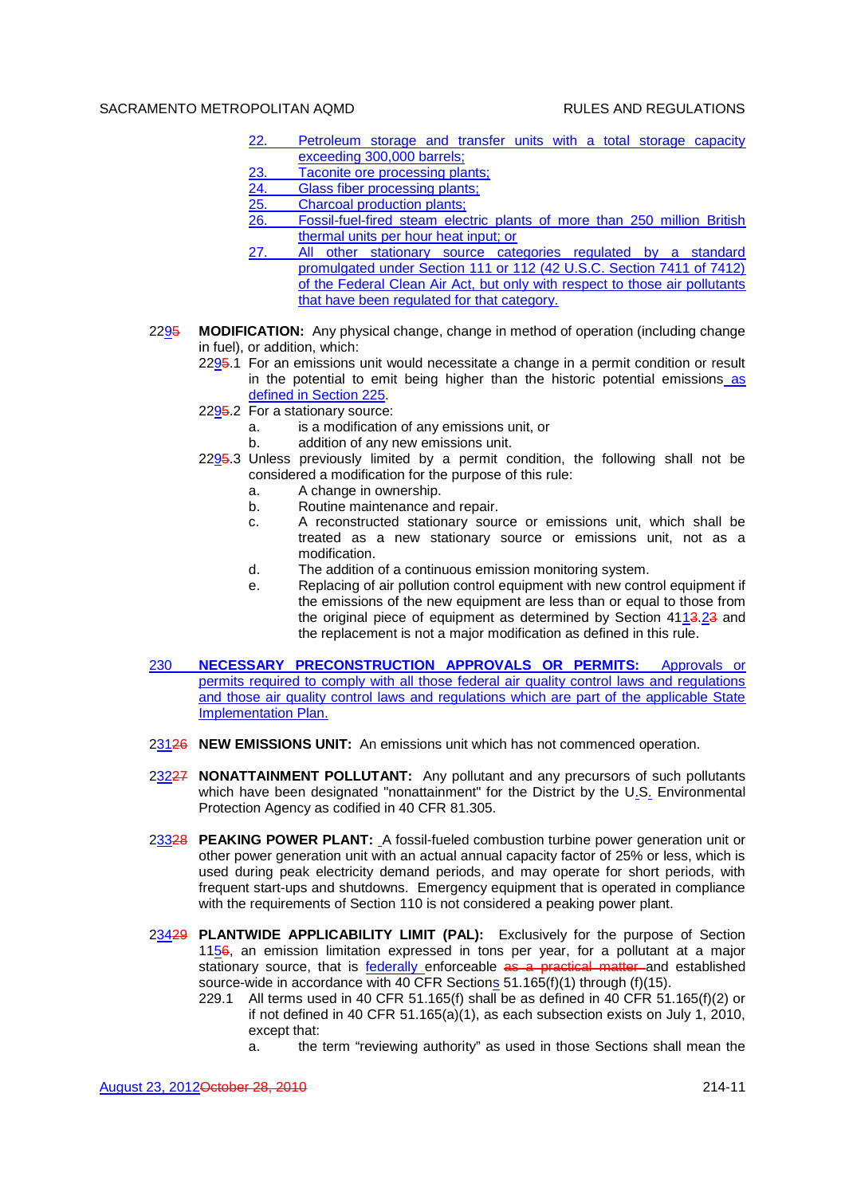22. Petroleum storage and transfer units with a total storage capacity exceeding 300,000 barrels;
23. Taconite ore processing plants;
24. Glass fiber processing plants;
25. Charcoal production plants;
26. Fossil-fuel-fired steam electric plants of more than 250 million British thermal units per hour heat input; or
27. All other stationary source categories regulated by a standard promulgated under Section 111 or 112 (42 U.S.C. Section 7411 of 7412) of the Federal Clean Air Act, but only with respect to those air pollutants that have been regulated for that category.

2295 **MODIFICATION:** Any physical change, change in method of operation (including change in fuel), or addition, which:

2295.1 For an emissions unit would necessitate a change in a permit condition or result in the potential to emit being higher than the historic potential emissions as defined in Section 225.

2295.2 For a stationary source:

a. is a modification of any emissions unit, or
b. addition of any new emissions unit.

2295.3 Unless previously limited by a permit condition, the following shall not be considered a modification for the purpose of this rule:

a. A change in ownership.
b. Routine maintenance and repair.
c. A reconstructed stationary source or emissions unit, which shall be treated as a new stationary source or emissions unit, not as a modification.
d. The addition of a continuous emission monitoring system.
e. Replacing of air pollution control equipment with new control equipment if the emissions of the new equipment are less than or equal to those from the original piece of equipment as determined by Section 4113.233 and the replacement is not a major modification as defined in this rule.

230 **NECESSARY PRECONSTRUCTION APPROVALS OR PERMITS:** Approvals or permits required to comply with all those federal air quality control laws and regulations and those air quality control laws and regulations which are part of the applicable State Implementation Plan.

23126 **NEW EMISSIONS UNIT:** An emissions unit which has not commenced operation.

23227 **NONATTAINMENT POLLUTANT:** Any pollutant and any precursors of such pollutants which have been designated "nonattainment" for the District by the U.S. Environmental Protection Agency as codified in 40 CFR 81.305.

23328 **PEAKING POWER PLANT:** A fossil-fueled combustion turbine power generation unit or other power generation unit with an actual annual capacity factor of 25% or less, which is used during peak electricity demand periods, and may operate for short periods, with frequent start-ups and shutdowns. Emergency equipment that is operated in compliance with the requirements of Section 110 is not considered a peaking power plant.

23429 **PLANTWIDE APPLICABILITY LIMIT (PAL):** Exclusively for the purpose of Section 1156, an emission limitation expressed in tons per year, for a pollutant at a major stationary source, that is federally enforceable ~~as a practical matter~~ and established source-wide in accordance with 40 CFR Sections 51.165(f)(1) through (f)(15).

229.1 All terms used in 40 CFR 51.165(f) shall be as defined in 40 CFR 51.165(f)(2) or if not defined in 40 CFR 51.165(a)(1), as each subsection exists on July 1, 2010, except that:

a. the term "reviewing authority" as used in those Sections shall mean the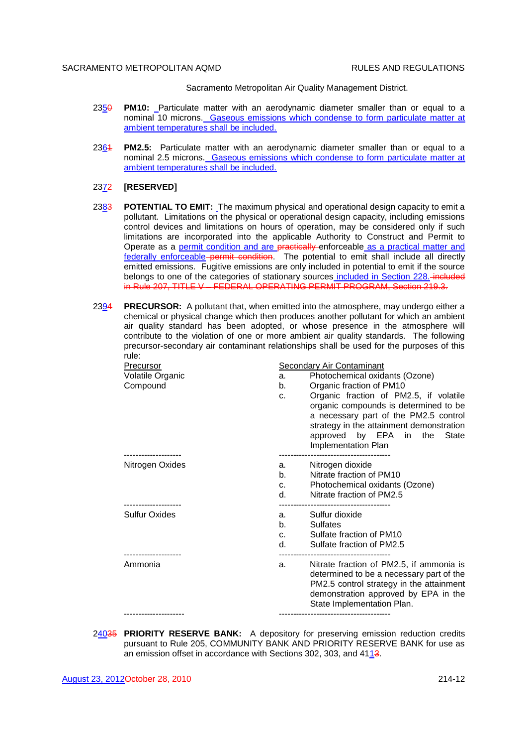Sacramento Metropolitan Air Quality Management District.

2350 **PM10:** Particulate matter with an aerodynamic diameter smaller than or equal to a nominal 10 microns. Gaseous emissions which condense to form particulate matter at ambient temperatures shall be included.

2361 **PM2.5:** Particulate matter with an aerodynamic diameter smaller than or equal to a nominal 2.5 microns. Gaseous emissions which condense to form particulate matter at ambient temperatures shall be included.

2372 **[RESERVED]**

2383 **POTENTIAL TO EMIT:** The maximum physical and operational design capacity to emit a pollutant. Limitations on the physical or operational design capacity, including emissions control devices and limitations on hours of operation, may be considered only if such limitations are incorporated into the applicable Authority to Construct and Permit to Operate as a permit condition and are practically enforceable as a practical matter and federally enforceable permit condition. The potential to emit shall include all directly emitted emissions. Fugitive emissions are only included in potential to emit if the source belongs to one of the categories of stationary sources included in Section 228. included in Rule 207, TITLE V – FEDERAL OPERATING PERMIT PROGRAM, Section 219.3.

2394 **PRECURSOR:** A pollutant that, when emitted into the atmosphere, may undergo either a chemical or physical change which then produces another pollutant for which an ambient air quality standard has been adopted, or whose presence in the atmosphere will contribute to the violation of one or more ambient air quality standards. The following precursor-secondary air contaminant relationships shall be used for the purposes of this rule:

| Precursor | Secondary Air Contaminant |
|---|---|
| Volatile Organic Compound | a. Photochemical oxidants (Ozone)<br>b. Organic fraction of PM10<br>c. Organic fraction of PM2.5, if volatile organic compounds is determined to be a necessary part of the PM2.5 control strategy in the attainment demonstration approved by EPA in the State Implementation Plan |
| Nitrogen Oxides | a. Nitrogen dioxide<br>b. Nitrate fraction of PM10<br>c. Photochemical oxidants (Ozone)<br>d. Nitrate fraction of PM2.5 |
| Sulfur Oxides | a. Sulfur dioxide<br>b. Sulfates<br>c. Sulfate fraction of PM10<br>d. Sulfate fraction of PM2.5 |
| Ammonia | a. Nitrate fraction of PM2.5, if ammonia is determined to be a necessary part of the PM2.5 control strategy in the attainment demonstration approved by EPA in the State Implementation Plan. |

24035 **PRIORITY RESERVE BANK:** A depository for preserving emission reduction credits pursuant to Rule 205, COMMUNITY BANK AND PRIORITY RESERVE BANK for use as an emission offset in accordance with Sections 302, 303, and 4113.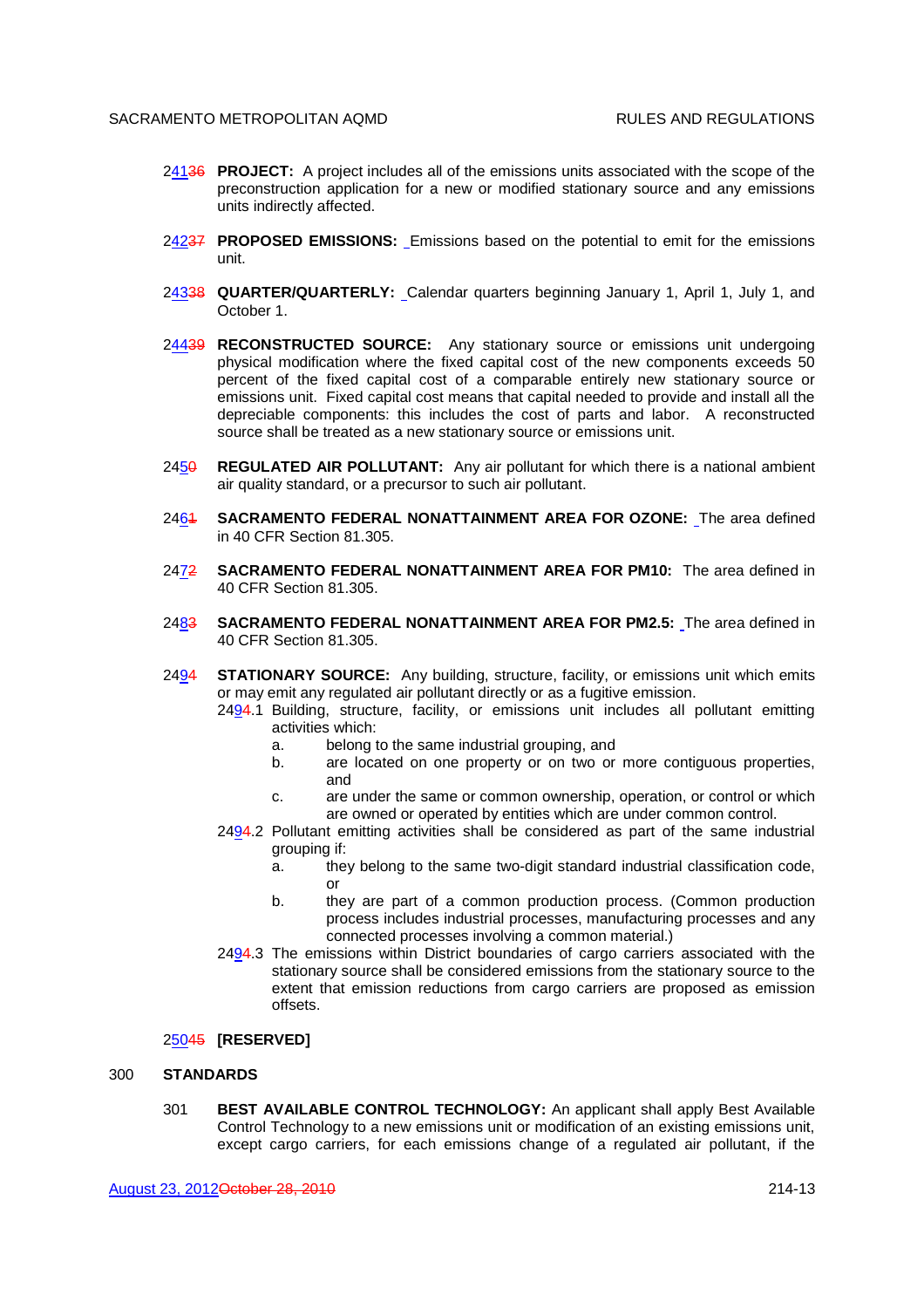241~~36~~ **PROJECT:** A project includes all of the emissions units associated with the scope of the preconstruction application for a new or modified stationary source and any emissions units indirectly affected.

242~~37~~ **PROPOSED EMISSIONS:** Emissions based on the potential to emit for the emissions unit.

243~~38~~ **QUARTER/QUARTERLY:** Calendar quarters beginning January 1, April 1, July 1, and October 1.

244~~39~~ **RECONSTRUCTED SOURCE:** Any stationary source or emissions unit undergoing physical modification where the fixed capital cost of the new components exceeds 50 percent of the fixed capital cost of a comparable entirely new stationary source or emissions unit. Fixed capital cost means that capital needed to provide and install all the depreciable components: this includes the cost of parts and labor. A reconstructed source shall be treated as a new stationary source or emissions unit.

245~~0~~ **REGULATED AIR POLLUTANT:** Any air pollutant for which there is a national ambient air quality standard, or a precursor to such air pollutant.

246~~1~~ **SACRAMENTO FEDERAL NONATTAINMENT AREA FOR OZONE:** The area defined in 40 CFR Section 81.305.

247~~2~~ **SACRAMENTO FEDERAL NONATTAINMENT AREA FOR PM10:** The area defined in 40 CFR Section 81.305.

248~~3~~ **SACRAMENTO FEDERAL NONATTAINMENT AREA FOR PM2.5:** The area defined in 40 CFR Section 81.305.

249~~4~~ **STATIONARY SOURCE:** Any building, structure, facility, or emissions unit which emits or may emit any regulated air pollutant directly or as a fugitive emission.

249~~4~~.1 Building, structure, facility, or emissions unit includes all pollutant emitting activities which:
- a. belong to the same industrial grouping, and
- b. are located on one property or on two or more contiguous properties, and
- c. are under the same or common ownership, operation, or control or which are owned or operated by entities which are under common control.

249~~4~~.2 Pollutant emitting activities shall be considered as part of the same industrial grouping if:
- a. they belong to the same two-digit standard industrial classification code, or
- b. they are part of a common production process. (Common production process includes industrial processes, manufacturing processes and any connected processes involving a common material.)

249~~4~~.3 The emissions within District boundaries of cargo carriers associated with the stationary source shall be considered emissions from the stationary source to the extent that emission reductions from cargo carriers are proposed as emission offsets.

250~~45~~ **[RESERVED]**

## 300 STANDARDS

301 **BEST AVAILABLE CONTROL TECHNOLOGY:** An applicant shall apply Best Available Control Technology to a new emissions unit or modification of an existing emissions unit, except cargo carriers, for each emissions change of a regulated air pollutant, if the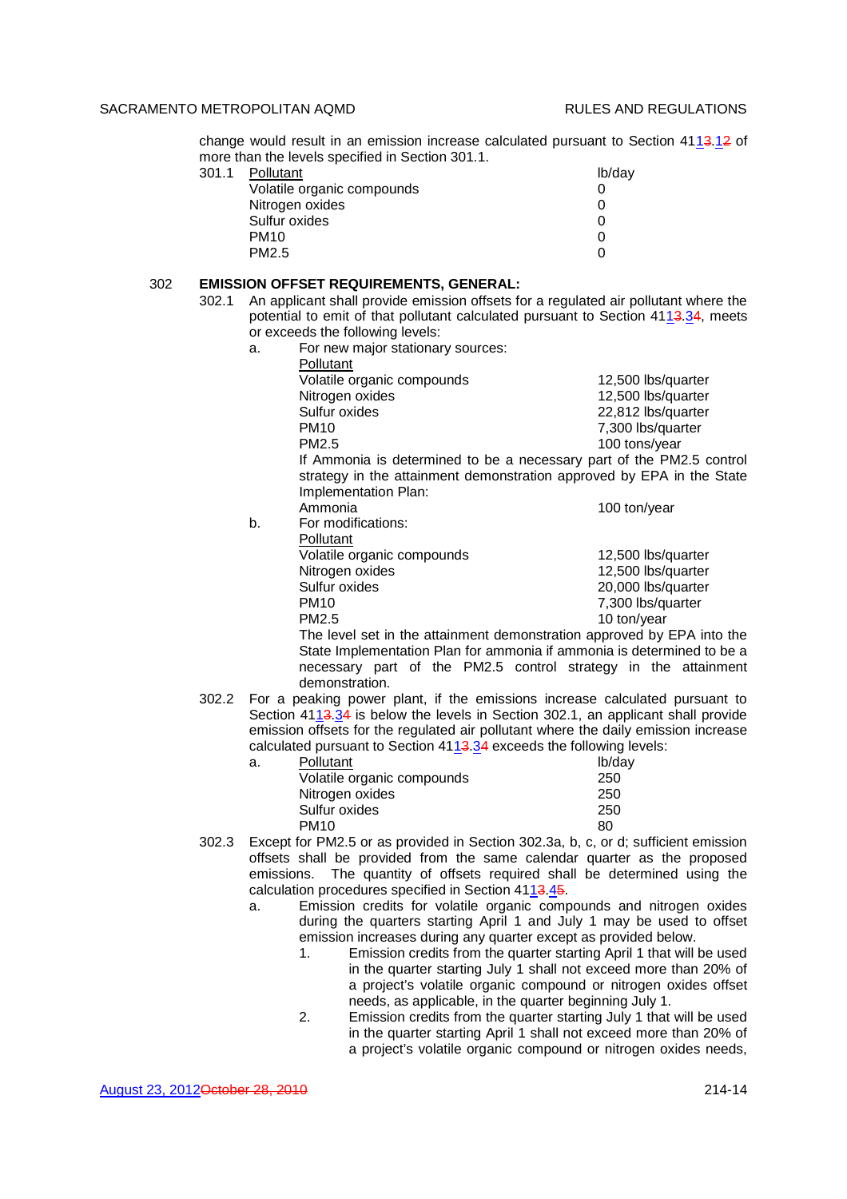change would result in an emission increase calculated pursuant to Section 4113.12 of more than the levels specified in Section 301.1.

301.1

| Pollutant | lb/day |
|---|---|
| Volatile organic compounds | 0 |
| Nitrogen oxides | 0 |
| Sulfur oxides | 0 |
| PM10 | 0 |
| PM2.5 | 0 |

## 302 EMISSION OFFSET REQUIREMENTS, GENERAL:

302.1 An applicant shall provide emission offsets for a regulated air pollutant where the potential to emit of that pollutant calculated pursuant to Section 4113.34, meets or exceeds the following levels:

a. For new major stationary sources:

| Pollutant | |
|---|---|
| Volatile organic compounds | 12,500 lbs/quarter |
| Nitrogen oxides | 12,500 lbs/quarter |
| Sulfur oxides | 22,812 lbs/quarter |
| PM10 | 7,300 lbs/quarter |
| PM2.5 | 100 tons/year |

If Ammonia is determined to be a necessary part of the PM2.5 control strategy in the attainment demonstration approved by EPA in the State Implementation Plan:

| | |
|---|---|
| Ammonia | 100 ton/year |

b. For modifications:

| Pollutant | |
|---|---|
| Volatile organic compounds | 12,500 lbs/quarter |
| Nitrogen oxides | 12,500 lbs/quarter |
| Sulfur oxides | 20,000 lbs/quarter |
| PM10 | 7,300 lbs/quarter |
| PM2.5 | 10 ton/year |

The level set in the attainment demonstration approved by EPA into the State Implementation Plan for ammonia if ammonia is determined to be a necessary part of the PM2.5 control strategy in the attainment demonstration.

302.2 For a peaking power plant, if the emissions increase calculated pursuant to Section 4113.34 is below the levels in Section 302.1, an applicant shall provide emission offsets for the regulated air pollutant where the daily emission increase calculated pursuant to Section 4113.34 exceeds the following levels:

a.

| Pollutant | lb/day |
|---|---|
| Volatile organic compounds | 250 |
| Nitrogen oxides | 250 |
| Sulfur oxides | 250 |
| PM10 | 80 |

302.3 Except for PM2.5 or as provided in Section 302.3a, b, c, or d; sufficient emission offsets shall be provided from the same calendar quarter as the proposed emissions. The quantity of offsets required shall be determined using the calculation procedures specified in Section 4113.45.

a. Emission credits for volatile organic compounds and nitrogen oxides during the quarters starting April 1 and July 1 may be used to offset emission increases during any quarter except as provided below.

1. Emission credits from the quarter starting April 1 that will be used in the quarter starting July 1 shall not exceed more than 20% of a project's volatile organic compound or nitrogen oxides offset needs, as applicable, in the quarter beginning July 1.

2. Emission credits from the quarter starting July 1 that will be used in the quarter starting April 1 shall not exceed more than 20% of a project's volatile organic compound or nitrogen oxides needs,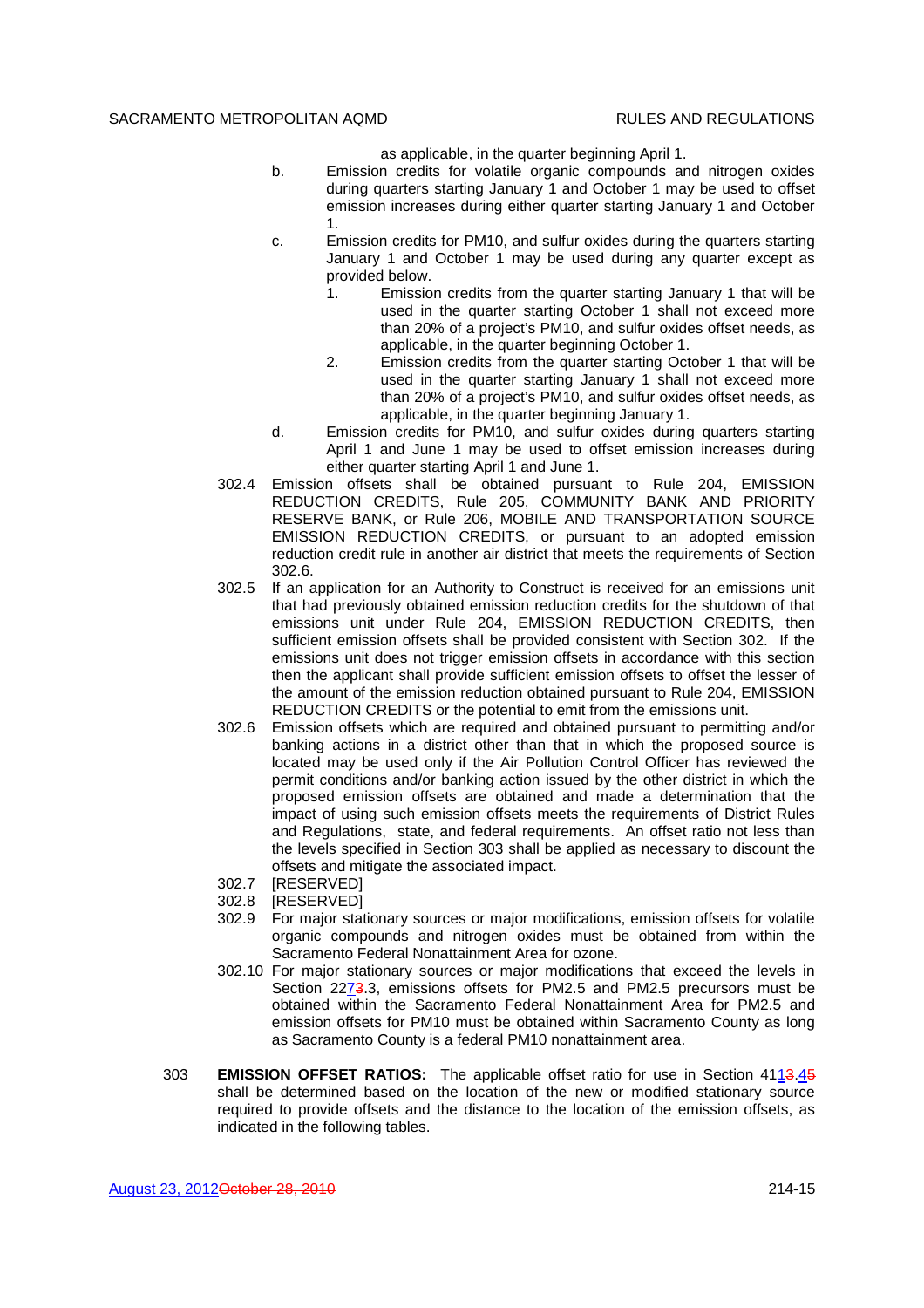as applicable, in the quarter beginning April 1.

b. Emission credits for volatile organic compounds and nitrogen oxides during quarters starting January 1 and October 1 may be used to offset emission increases during either quarter starting January 1 and October 1.

c. Emission credits for PM10, and sulfur oxides during the quarters starting January 1 and October 1 may be used during any quarter except as provided below.

1. Emission credits from the quarter starting January 1 that will be used in the quarter starting October 1 shall not exceed more than 20% of a project's PM10, and sulfur oxides offset needs, as applicable, in the quarter beginning October 1.

2. Emission credits from the quarter starting October 1 that will be used in the quarter starting January 1 shall not exceed more than 20% of a project's PM10, and sulfur oxides offset needs, as applicable, in the quarter beginning January 1.

d. Emission credits for PM10, and sulfur oxides during quarters starting April 1 and June 1 may be used to offset emission increases during either quarter starting April 1 and June 1.

302.4 Emission offsets shall be obtained pursuant to Rule 204, EMISSION REDUCTION CREDITS, Rule 205, COMMUNITY BANK AND PRIORITY RESERVE BANK, or Rule 206, MOBILE AND TRANSPORTATION SOURCE EMISSION REDUCTION CREDITS, or pursuant to an adopted emission reduction credit rule in another air district that meets the requirements of Section 302.6.

302.5 If an application for an Authority to Construct is received for an emissions unit that had previously obtained emission reduction credits for the shutdown of that emissions unit under Rule 204, EMISSION REDUCTION CREDITS, then sufficient emission offsets shall be provided consistent with Section 302. If the emissions unit does not trigger emission offsets in accordance with this section then the applicant shall provide sufficient emission offsets to offset the lesser of the amount of the emission reduction obtained pursuant to Rule 204, EMISSION REDUCTION CREDITS or the potential to emit from the emissions unit.

302.6 Emission offsets which are required and obtained pursuant to permitting and/or banking actions in a district other than that in which the proposed source is located may be used only if the Air Pollution Control Officer has reviewed the permit conditions and/or banking action issued by the other district in which the proposed emission offsets are obtained and made a determination that the impact of using such emission offsets meets the requirements of District Rules and Regulations, state, and federal requirements. An offset ratio not less than the levels specified in Section 303 shall be applied as necessary to discount the offsets and mitigate the associated impact.

302.7 [RESERVED]

302.8 [RESERVED]

302.9 For major stationary sources or major modifications, emission offsets for volatile organic compounds and nitrogen oxides must be obtained from within the Sacramento Federal Nonattainment Area for ozone.

302.10 For major stationary sources or major modifications that exceed the levels in Section 2273.3, emissions offsets for PM2.5 and PM2.5 precursors must be obtained within the Sacramento Federal Nonattainment Area for PM2.5 and emission offsets for PM10 must be obtained within Sacramento County as long as Sacramento County is a federal PM10 nonattainment area.

303 **EMISSION OFFSET RATIOS:** The applicable offset ratio for use in Section 4113.45 shall be determined based on the location of the new or modified stationary source required to provide offsets and the distance to the location of the emission offsets, as indicated in the following tables.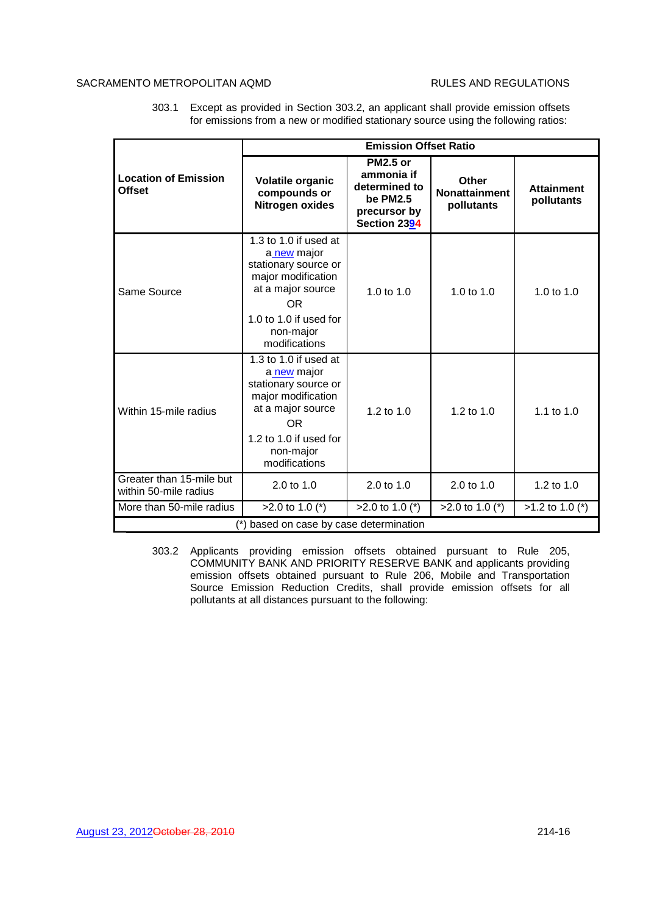303.1 Except as provided in Section 303.2, an applicant shall provide emission offsets for emissions from a new or modified stationary source using the following ratios:

| Location of Emission Offset | Emission Offset Ratio | | | |
|---|---|---|---|---|
| | **Volatile organic compounds or Nitrogen oxides** | **PM2.5 or ammonia if determined to be PM2.5 precursor by Section 2394** | **Other Nonattainment pollutants** | **Attainment pollutants** |
| Same Source | 1.3 to 1.0 if used at a new major stationary source or major modification at a major source OR 1.0 to 1.0 if used for non-major modifications | 1.0 to 1.0 | 1.0 to 1.0 | 1.0 to 1.0 |
| Within 15-mile radius | 1.3 to 1.0 if used at a new major stationary source or major modification at a major source OR 1.2 to 1.0 if used for non-major modifications | 1.2 to 1.0 | 1.2 to 1.0 | 1.1 to 1.0 |
| Greater than 15-mile but within 50-mile radius | 2.0 to 1.0 | 2.0 to 1.0 | 2.0 to 1.0 | 1.2 to 1.0 |
| More than 50-mile radius | >2.0 to 1.0 (*) | >2.0 to 1.0 (*) | >2.0 to 1.0 (*) | >1.2 to 1.0 (*) |
| (*) based on case by case determination | | | | |

303.2 Applicants providing emission offsets obtained pursuant to Rule 205, COMMUNITY BANK AND PRIORITY RESERVE BANK and applicants providing emission offsets obtained pursuant to Rule 206, Mobile and Transportation Source Emission Reduction Credits, shall provide emission offsets for all pollutants at all distances pursuant to the following: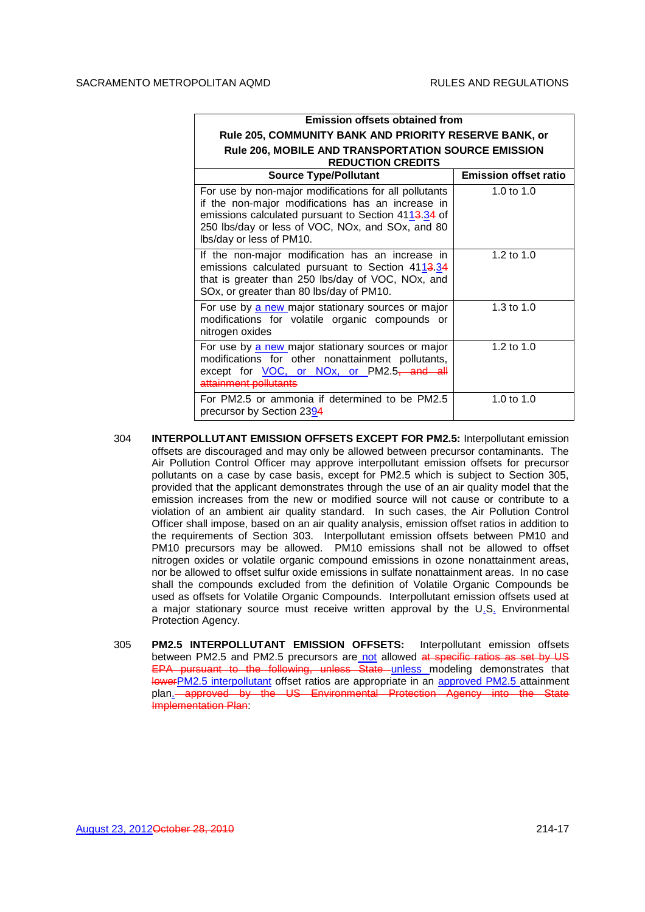| Emission offsets obtained from Rule 205, COMMUNITY BANK AND PRIORITY RESERVE BANK, or Rule 206, MOBILE AND TRANSPORTATION SOURCE EMISSION REDUCTION CREDITS | |
|---|---|
| **Source Type/Pollutant** | **Emission offset ratio** |
| For use by non-major modifications for all pollutants if the non-major modifications has an increase in emissions calculated pursuant to Section 411~~3~~.3~~4~~ of 250 lbs/day or less of VOC, NOx, and SOx, and 80 lbs/day or less of PM10. | 1.0 to 1.0 |
| If the non-major modification has an increase in emissions calculated pursuant to Section 411~~3~~.3~~4~~ that is greater than 250 lbs/day of VOC, NOx, and SOx, or greater than 80 lbs/day of PM10. | 1.2 to 1.0 |
| For use by a new major stationary sources or major modifications for volatile organic compounds or nitrogen oxides | 1.3 to 1.0 |
| For use by a new major stationary sources or major modifications for other nonattainment pollutants, except for VOC, or NOx, or PM2.5~~, and all attainment pollutants~~ | 1.2 to 1.0 |
| For PM2.5 or ammonia if determined to be PM2.5 precursor by Section 239~~4~~ | 1.0 to 1.0 |

304 **INTERPOLLUTANT EMISSION OFFSETS EXCEPT FOR PM2.5:** Interpollutant emission offsets are discouraged and may only be allowed between precursor contaminants. The Air Pollution Control Officer may approve interpollutant emission offsets for precursor pollutants on a case by case basis, except for PM2.5 which is subject to Section 305, provided that the applicant demonstrates through the use of an air quality model that the emission increases from the new or modified source will not cause or contribute to a violation of an ambient air quality standard. In such cases, the Air Pollution Control Officer shall impose, based on an air quality analysis, emission offset ratios in addition to the requirements of Section 303. Interpollutant emission offsets between PM10 and PM10 precursors may be allowed. PM10 emissions shall not be allowed to offset nitrogen oxides or volatile organic compound emissions in ozone nonattainment areas, nor be allowed to offset sulfur oxide emissions in sulfate nonattainment areas. In no case shall the compounds excluded from the definition of Volatile Organic Compounds be used as offsets for Volatile Organic Compounds. Interpollutant emission offsets used at a major stationary source must receive written approval by the U.S. Environmental Protection Agency.

305 **PM2.5 INTERPOLLUTANT EMISSION OFFSETS:** Interpollutant emission offsets between PM2.5 and PM2.5 precursors are not allowed ~~at specific ratios as set by US EPA pursuant to the following, unless State~~ unless modeling demonstrates that ~~lower~~PM2.5 interpollutant offset ratios are appropriate in an approved PM2.5 attainment plan.~~ approved by the US Environmental Protection Agency into the State Implementation Plan~~:

August 23, 2012~~October 28, 2010~~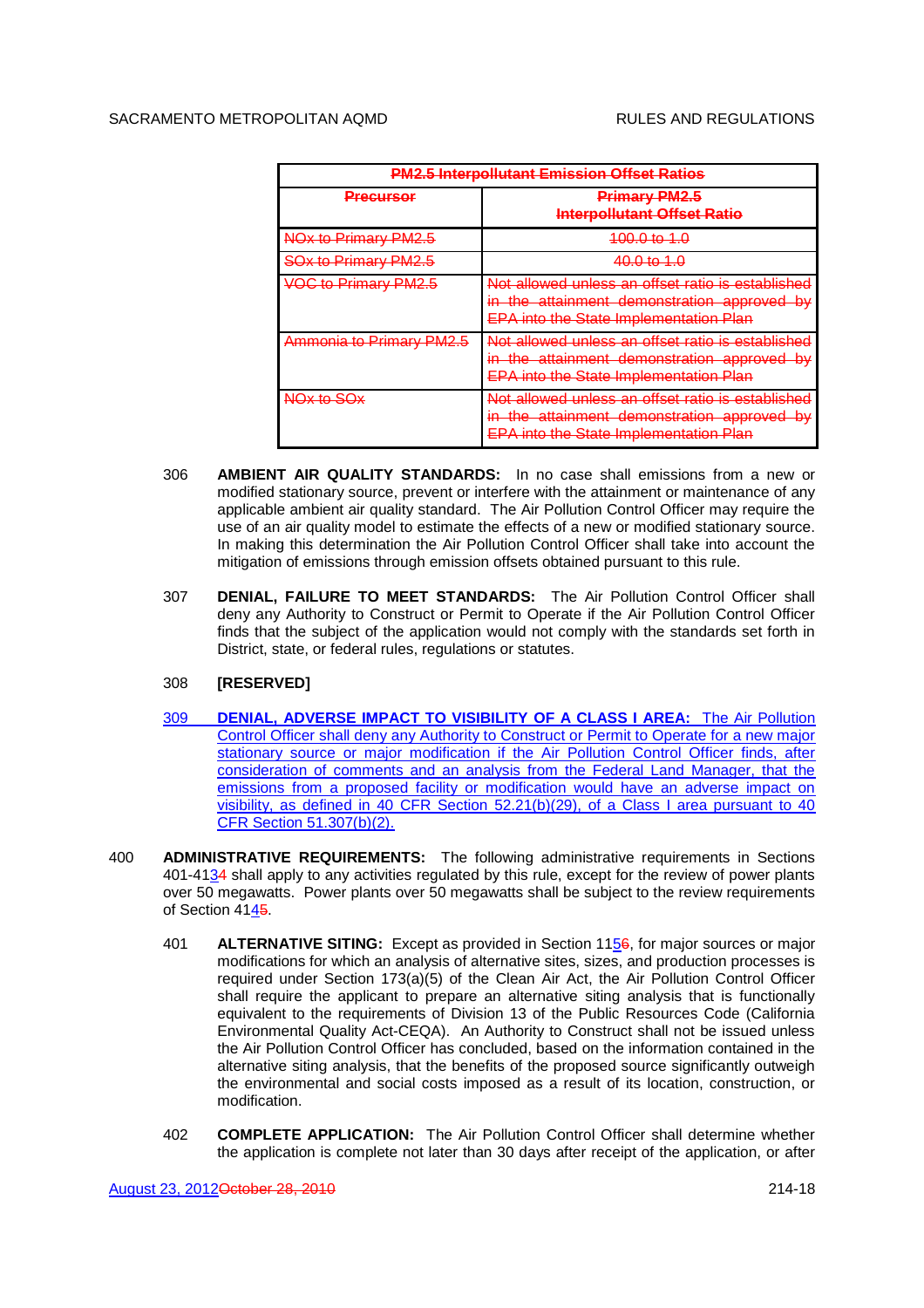| ~~PM2.5 Interpollutant Emission Offset Ratios~~ | |
|---|---|
| ~~Precursor~~ | ~~Primary PM2.5 Interpollutant Offset Ratio~~ |
| ~~NOx to Primary PM2.5~~ | ~~100.0 to 1.0~~ |
| ~~SOx to Primary PM2.5~~ | ~~40.0 to 1.0~~ |
| ~~VOC to Primary PM2.5~~ | ~~Not allowed unless an offset ratio is established in the attainment demonstration approved by EPA into the State Implementation Plan~~ |
| ~~Ammonia to Primary PM2.5~~ | ~~Not allowed unless an offset ratio is established in the attainment demonstration approved by EPA into the State Implementation Plan~~ |
| ~~NOx to SOx~~ | ~~Not allowed unless an offset ratio is established in the attainment demonstration approved by EPA into the State Implementation Plan~~ |

306 **AMBIENT AIR QUALITY STANDARDS:** In no case shall emissions from a new or modified stationary source, prevent or interfere with the attainment or maintenance of any applicable ambient air quality standard. The Air Pollution Control Officer may require the use of an air quality model to estimate the effects of a new or modified stationary source. In making this determination the Air Pollution Control Officer shall take into account the mitigation of emissions through emission offsets obtained pursuant to this rule.

307 **DENIAL, FAILURE TO MEET STANDARDS:** The Air Pollution Control Officer shall deny any Authority to Construct or Permit to Operate if the Air Pollution Control Officer finds that the subject of the application would not comply with the standards set forth in District, state, or federal rules, regulations or statutes.

308 **[RESERVED]**

<u>309 **DENIAL, ADVERSE IMPACT TO VISIBILITY OF A CLASS I AREA:** The Air Pollution Control Officer shall deny any Authority to Construct or Permit to Operate for a new major stationary source or major modification if the Air Pollution Control Officer finds, after consideration of comments and an analysis from the Federal Land Manager, that the emissions from a proposed facility or modification would have an adverse impact on visibility, as defined in 40 CFR Section 52.21(b)(29), of a Class I area pursuant to 40 CFR Section 51.307(b)(2).</u>

400 **ADMINISTRATIVE REQUIREMENTS:** The following administrative requirements in Sections 401-41<u>3</u>~~4~~ shall apply to any activities regulated by this rule, except for the review of power plants over 50 megawatts. Power plants over 50 megawatts shall be subject to the review requirements of Section 41<u>4</u>~~5~~.

401 **ALTERNATIVE SITING:** Except as provided in Section 11<u>5</u>~~6~~, for major sources or major modifications for which an analysis of alternative sites, sizes, and production processes is required under Section 173(a)(5) of the Clean Air Act, the Air Pollution Control Officer shall require the applicant to prepare an alternative siting analysis that is functionally equivalent to the requirements of Division 13 of the Public Resources Code (California Environmental Quality Act-CEQA). An Authority to Construct shall not be issued unless the Air Pollution Control Officer has concluded, based on the information contained in the alternative siting analysis, that the benefits of the proposed source significantly outweigh the environmental and social costs imposed as a result of its location, construction, or modification.

402 **COMPLETE APPLICATION:** The Air Pollution Control Officer shall determine whether the application is complete not later than 30 days after receipt of the application, or after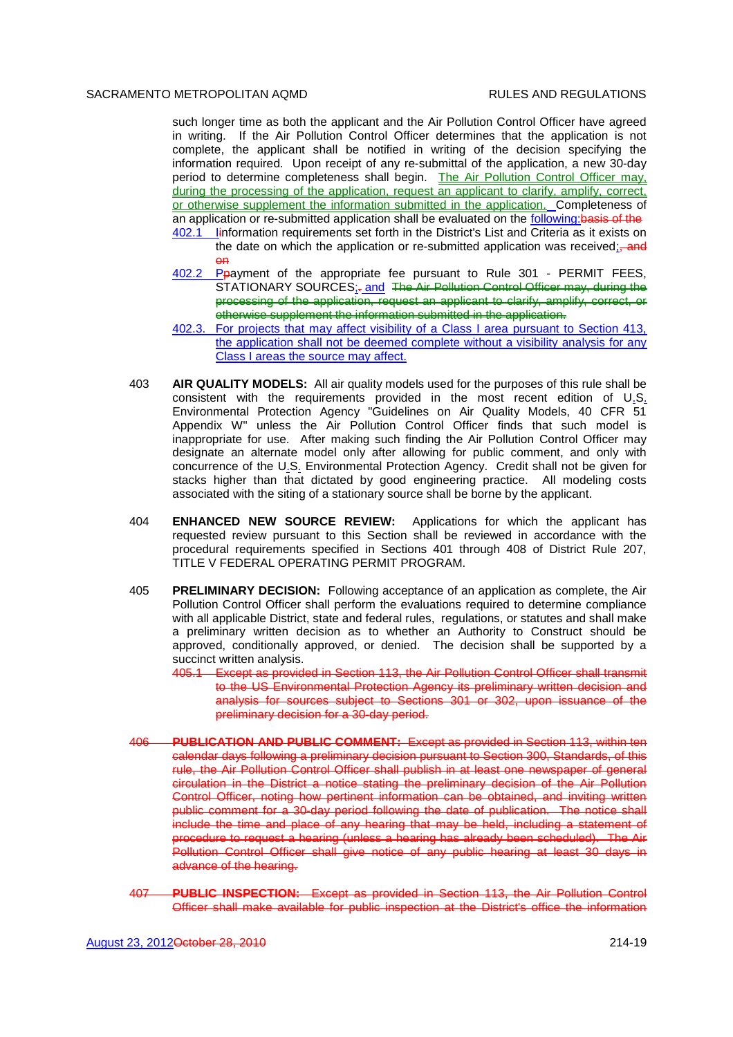such longer time as both the applicant and the Air Pollution Control Officer have agreed in writing. If the Air Pollution Control Officer determines that the application is not complete, the applicant shall be notified in writing of the decision specifying the information required. Upon receipt of any re-submittal of the application, a new 30-day period to determine completeness shall begin. The Air Pollution Control Officer may, during the processing of the application, request an applicant to clarify, amplify, correct, or otherwise supplement the information submitted in the application. Completeness of an application or re-submitted application shall be evaluated on the following:~~basis of the~~

402.1 ~~i~~Information requirements set forth in the District's List and Criteria as it exists on the date on which the application or re-submitted application was received;~~, and on~~

402.2 ~~p~~Payment of the appropriate fee pursuant to Rule 301 - PERMIT FEES, STATIONARY SOURCES;~~.~~ and ~~The Air Pollution Control Officer may, during the processing of the application, request an applicant to clarify, amplify, correct, or otherwise supplement the information submitted in the application.~~

402.3. For projects that may affect visibility of a Class I area pursuant to Section 413, the application shall not be deemed complete without a visibility analysis for any Class I areas the source may affect.

403 **AIR QUALITY MODELS:** All air quality models used for the purposes of this rule shall be consistent with the requirements provided in the most recent edition of U.S. Environmental Protection Agency "Guidelines on Air Quality Models, 40 CFR 51 Appendix W" unless the Air Pollution Control Officer finds that such model is inappropriate for use. After making such finding the Air Pollution Control Officer may designate an alternate model only after allowing for public comment, and only with concurrence of the U.S. Environmental Protection Agency. Credit shall not be given for stacks higher than that dictated by good engineering practice. All modeling costs associated with the siting of a stationary source shall be borne by the applicant.

404 **ENHANCED NEW SOURCE REVIEW:** Applications for which the applicant has requested review pursuant to this Section shall be reviewed in accordance with the procedural requirements specified in Sections 401 through 408 of District Rule 207, TITLE V FEDERAL OPERATING PERMIT PROGRAM.

405 **PRELIMINARY DECISION:** Following acceptance of an application as complete, the Air Pollution Control Officer shall perform the evaluations required to determine compliance with all applicable District, state and federal rules, regulations, or statutes and shall make a preliminary written decision as to whether an Authority to Construct should be approved, conditionally approved, or denied. The decision shall be supported by a succinct written analysis.

~~405.1 Except as provided in Section 113, the Air Pollution Control Officer shall transmit to the US Environmental Protection Agency its preliminary written decision and analysis for sources subject to Sections 301 or 302, upon issuance of the preliminary decision for a 30-day period.~~

~~406 **PUBLICATION AND PUBLIC COMMENT:** Except as provided in Section 113, within ten calendar days following a preliminary decision pursuant to Section 300, Standards, of this rule, the Air Pollution Control Officer shall publish in at least one newspaper of general circulation in the District a notice stating the preliminary decision of the Air Pollution Control Officer, noting how pertinent information can be obtained, and inviting written public comment for a 30-day period following the date of publication. The notice shall include the time and place of any hearing that may be held, including a statement of procedure to request a hearing (unless a hearing has already been scheduled). The Air Pollution Control Officer shall give notice of any public hearing at least 30 days in advance of the hearing.~~

~~407 **PUBLIC INSPECTION:** Except as provided in Section 113, the Air Pollution Control Officer shall make available for public inspection at the District's office the information~~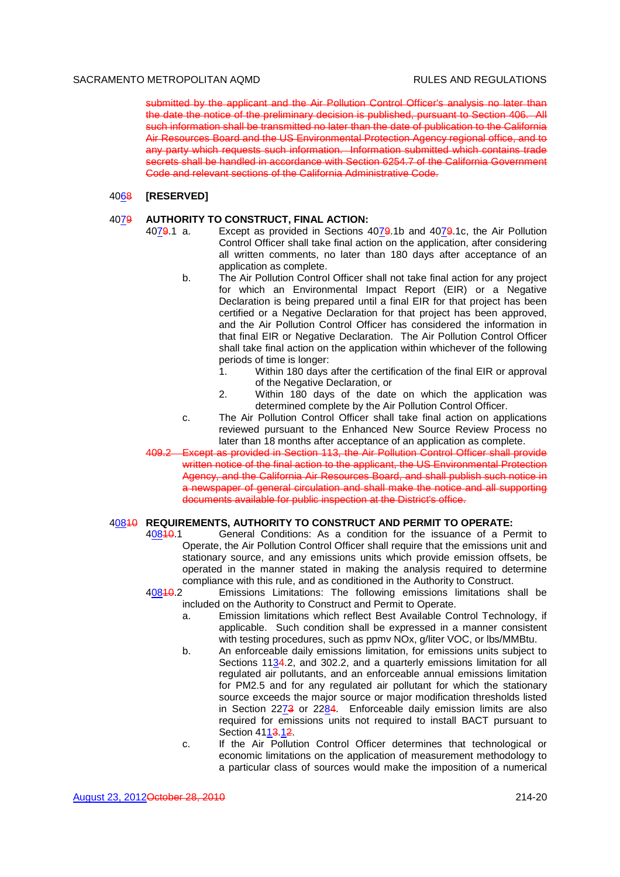submitted by the applicant and the Air Pollution Control Officer's analysis no later than the date the notice of the preliminary decision is published, pursuant to Section 406. All such information shall be transmitted no later than the date of publication to the California Air Resources Board and the US Environmental Protection Agency regional office, and to any party which requests such information. Information submitted which contains trade secrets shall be handled in accordance with Section 6254.7 of the California Government Code and relevant sections of the California Administrative Code.

4068 **[RESERVED]**

4079 **AUTHORITY TO CONSTRUCT, FINAL ACTION:**

4079.1 a. Except as provided in Sections 4079.1b and 4079.1c, the Air Pollution Control Officer shall take final action on the application, after considering all written comments, no later than 180 days after acceptance of an application as complete.

b. The Air Pollution Control Officer shall not take final action for any project for which an Environmental Impact Report (EIR) or a Negative Declaration is being prepared until a final EIR for that project has been certified or a Negative Declaration for that project has been approved, and the Air Pollution Control Officer has considered the information in that final EIR or Negative Declaration. The Air Pollution Control Officer shall take final action on the application within whichever of the following periods of time is longer:

1. Within 180 days after the certification of the final EIR or approval of the Negative Declaration, or
2. Within 180 days of the date on which the application was determined complete by the Air Pollution Control Officer.

c. The Air Pollution Control Officer shall take final action on applications reviewed pursuant to the Enhanced New Source Review Process no later than 18 months after acceptance of an application as complete.

409.2 Except as provided in Section 113, the Air Pollution Control Officer shall provide written notice of the final action to the applicant, the US Environmental Protection Agency, and the California Air Resources Board, and shall publish such notice in a newspaper of general circulation and shall make the notice and all supporting documents available for public inspection at the District's office.

40810 **REQUIREMENTS, AUTHORITY TO CONSTRUCT AND PERMIT TO OPERATE:**

40810.1 General Conditions: As a condition for the issuance of a Permit to Operate, the Air Pollution Control Officer shall require that the emissions unit and stationary source, and any emissions units which provide emission offsets, be operated in the manner stated in making the analysis required to determine compliance with this rule, and as conditioned in the Authority to Construct.

40810.2 Emissions Limitations: The following emissions limitations shall be included on the Authority to Construct and Permit to Operate.

a. Emission limitations which reflect Best Available Control Technology, if applicable. Such condition shall be expressed in a manner consistent with testing procedures, such as ppmv NOx, g/liter VOC, or lbs/MMBtu.

b. An enforceable daily emissions limitation, for emissions units subject to Sections 1134.2, and 302.2, and a quarterly emissions limitation for all regulated air pollutants, and an enforceable annual emissions limitation for PM2.5 and for any regulated air pollutant for which the stationary source exceeds the major source or major modification thresholds listed in Section 2273 or 2284. Enforceable daily emission limits are also required for emissions units not required to install BACT pursuant to Section 4113.12.

c. If the Air Pollution Control Officer determines that technological or economic limitations on the application of measurement methodology to a particular class of sources would make the imposition of a numerical

August 23, 2012October 28, 2010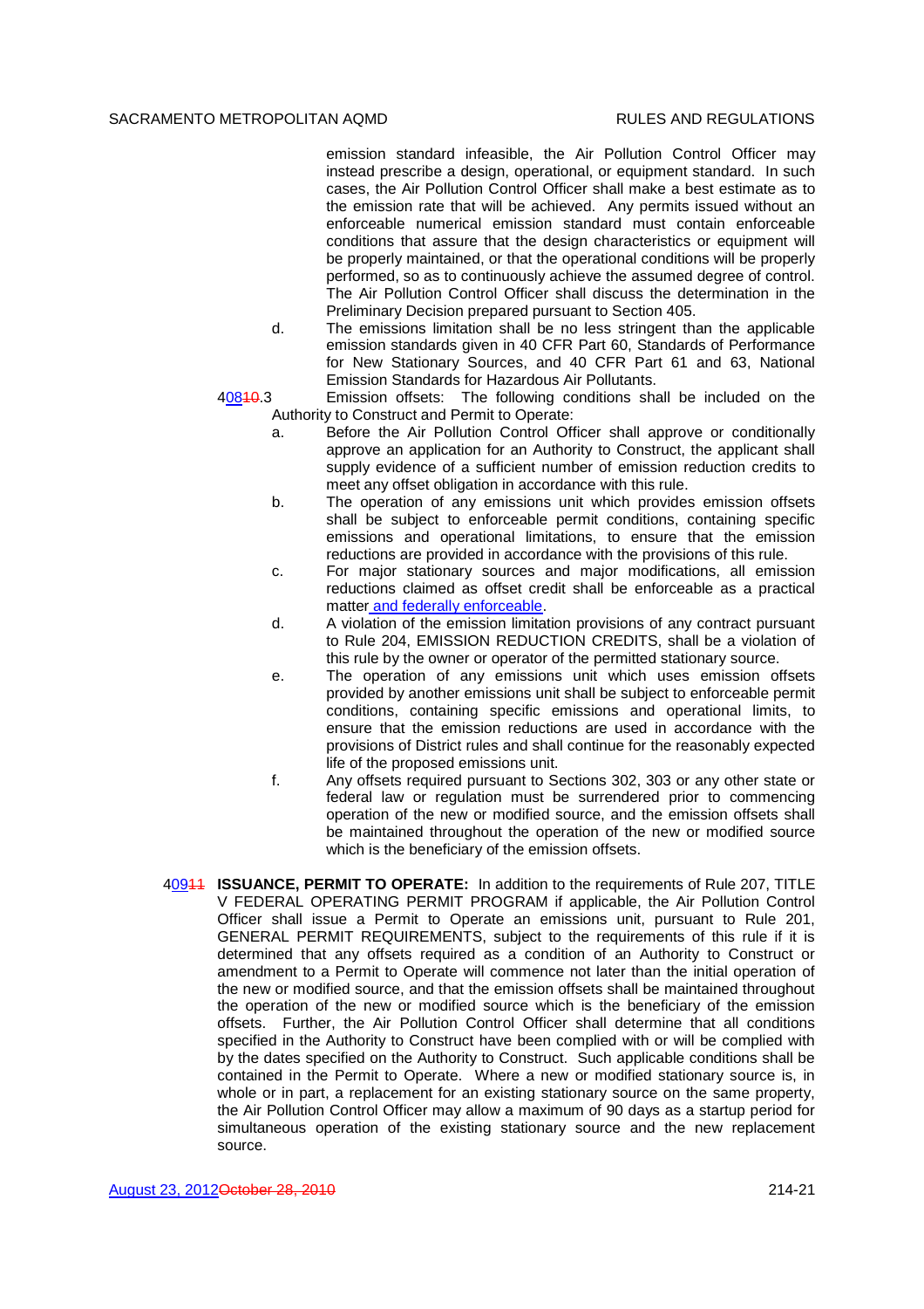emission standard infeasible, the Air Pollution Control Officer may instead prescribe a design, operational, or equipment standard. In such cases, the Air Pollution Control Officer shall make a best estimate as to the emission rate that will be achieved. Any permits issued without an enforceable numerical emission standard must contain enforceable conditions that assure that the design characteristics or equipment will be properly maintained, or that the operational conditions will be properly performed, so as to continuously achieve the assumed degree of control. The Air Pollution Control Officer shall discuss the determination in the Preliminary Decision prepared pursuant to Section 405.

d. The emissions limitation shall be no less stringent than the applicable emission standards given in 40 CFR Part 60, Standards of Performance for New Stationary Sources, and 40 CFR Part 61 and 63, National Emission Standards for Hazardous Air Pollutants.

40810.3 Emission offsets: The following conditions shall be included on the Authority to Construct and Permit to Operate:

a. Before the Air Pollution Control Officer shall approve or conditionally approve an application for an Authority to Construct, the applicant shall supply evidence of a sufficient number of emission reduction credits to meet any offset obligation in accordance with this rule.

b. The operation of any emissions unit which provides emission offsets shall be subject to enforceable permit conditions, containing specific emissions and operational limitations, to ensure that the emission reductions are provided in accordance with the provisions of this rule.

c. For major stationary sources and major modifications, all emission reductions claimed as offset credit shall be enforceable as a practical matter and federally enforceable.

d. A violation of the emission limitation provisions of any contract pursuant to Rule 204, EMISSION REDUCTION CREDITS, shall be a violation of this rule by the owner or operator of the permitted stationary source.

e. The operation of any emissions unit which uses emission offsets provided by another emissions unit shall be subject to enforceable permit conditions, containing specific emissions and operational limits, to ensure that the emission reductions are used in accordance with the provisions of District rules and shall continue for the reasonably expected life of the proposed emissions unit.

f. Any offsets required pursuant to Sections 302, 303 or any other state or federal law or regulation must be surrendered prior to commencing operation of the new or modified source, and the emission offsets shall be maintained throughout the operation of the new or modified source which is the beneficiary of the emission offsets.

40911 **ISSUANCE, PERMIT TO OPERATE:** In addition to the requirements of Rule 207, TITLE V FEDERAL OPERATING PERMIT PROGRAM if applicable, the Air Pollution Control Officer shall issue a Permit to Operate an emissions unit, pursuant to Rule 201, GENERAL PERMIT REQUIREMENTS, subject to the requirements of this rule if it is determined that any offsets required as a condition of an Authority to Construct or amendment to a Permit to Operate will commence not later than the initial operation of the new or modified source, and that the emission offsets shall be maintained throughout the operation of the new or modified source which is the beneficiary of the emission offsets. Further, the Air Pollution Control Officer shall determine that all conditions specified in the Authority to Construct have been complied with or will be complied with by the dates specified on the Authority to Construct. Such applicable conditions shall be contained in the Permit to Operate. Where a new or modified stationary source is, in whole or in part, a replacement for an existing stationary source on the same property, the Air Pollution Control Officer may allow a maximum of 90 days as a startup period for simultaneous operation of the existing stationary source and the new replacement source.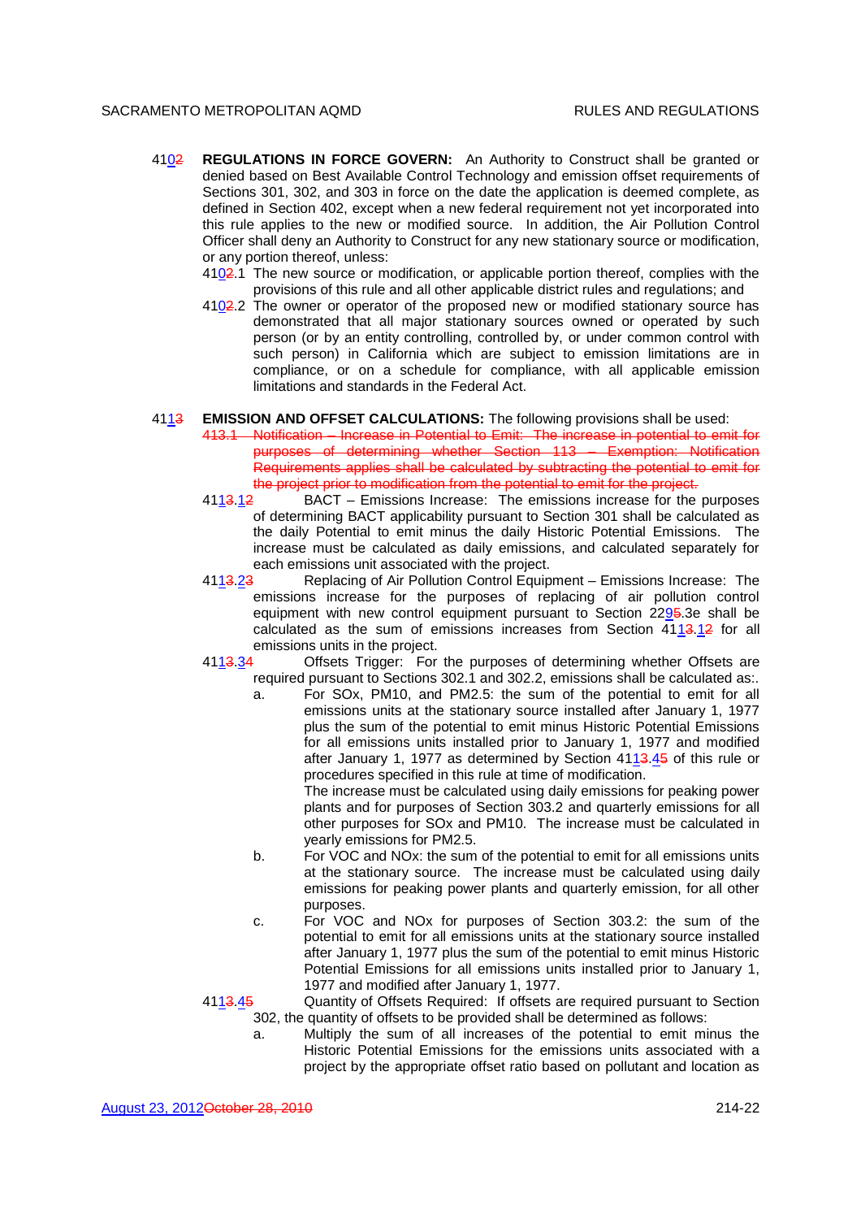41~~0~~2 **REGULATIONS IN FORCE GOVERN:** An Authority to Construct shall be granted or denied based on Best Available Control Technology and emission offset requirements of Sections 301, 302, and 303 in force on the date the application is deemed complete, as defined in Section 402, except when a new federal requirement not yet incorporated into this rule applies to the new or modified source. In addition, the Air Pollution Control Officer shall deny an Authority to Construct for any new stationary source or modification, or any portion thereof, unless:

- 410~~2~~.1 The new source or modification, or applicable portion thereof, complies with the provisions of this rule and all other applicable district rules and regulations; and
- 410~~2~~.2 The owner or operator of the proposed new or modified stationary source has demonstrated that all major stationary sources owned or operated by such person (or by an entity controlling, controlled by, or under common control with such person) in California which are subject to emission limitations are in compliance, or on a schedule for compliance, with all applicable emission limitations and standards in the Federal Act.

411~~3~~ **EMISSION AND OFFSET CALCULATIONS:** The following provisions shall be used:

~~413.1 Notification – Increase in Potential to Emit: The increase in potential to emit for purposes of determining whether Section 113 – Exemption: Notification Requirements applies shall be calculated by subtracting the potential to emit for the project prior to modification from the potential to emit for the project.~~

411~~3~~.1~~2~~ BACT – Emissions Increase: The emissions increase for the purposes of determining BACT applicability pursuant to Section 301 shall be calculated as the daily Potential to emit minus the daily Historic Potential Emissions. The increase must be calculated as daily emissions, and calculated separately for each emissions unit associated with the project.

411~~3~~.2~~3~~ Replacing of Air Pollution Control Equipment – Emissions Increase: The emissions increase for the purposes of replacing of air pollution control equipment with new control equipment pursuant to Section 229~~5~~.3e shall be calculated as the sum of emissions increases from Section 411~~3~~.1~~2~~ for all emissions units in the project.

411~~3~~.3~~4~~ Offsets Trigger: For the purposes of determining whether Offsets are required pursuant to Sections 302.1 and 302.2, emissions shall be calculated as:.

a. For SOx, PM10, and PM2.5: the sum of the potential to emit for all emissions units at the stationary source installed after January 1, 1977 plus the sum of the potential to emit minus Historic Potential Emissions for all emissions units installed prior to January 1, 1977 and modified after January 1, 1977 as determined by Section 411~~3~~.4~~5~~ of this rule or procedures specified in this rule at time of modification.

   The increase must be calculated using daily emissions for peaking power plants and for purposes of Section 303.2 and quarterly emissions for all other purposes for SOx and PM10. The increase must be calculated in yearly emissions for PM2.5.

b. For VOC and NOx: the sum of the potential to emit for all emissions units at the stationary source. The increase must be calculated using daily emissions for peaking power plants and quarterly emission, for all other purposes.

c. For VOC and NOx for purposes of Section 303.2: the sum of the potential to emit for all emissions units at the stationary source installed after January 1, 1977 plus the sum of the potential to emit minus Historic Potential Emissions for all emissions units installed prior to January 1, 1977 and modified after January 1, 1977.

411~~3~~.4~~5~~ Quantity of Offsets Required: If offsets are required pursuant to Section 302, the quantity of offsets to be provided shall be determined as follows:

a. Multiply the sum of all increases of the potential to emit minus the Historic Potential Emissions for the emissions units associated with a project by the appropriate offset ratio based on pollutant and location as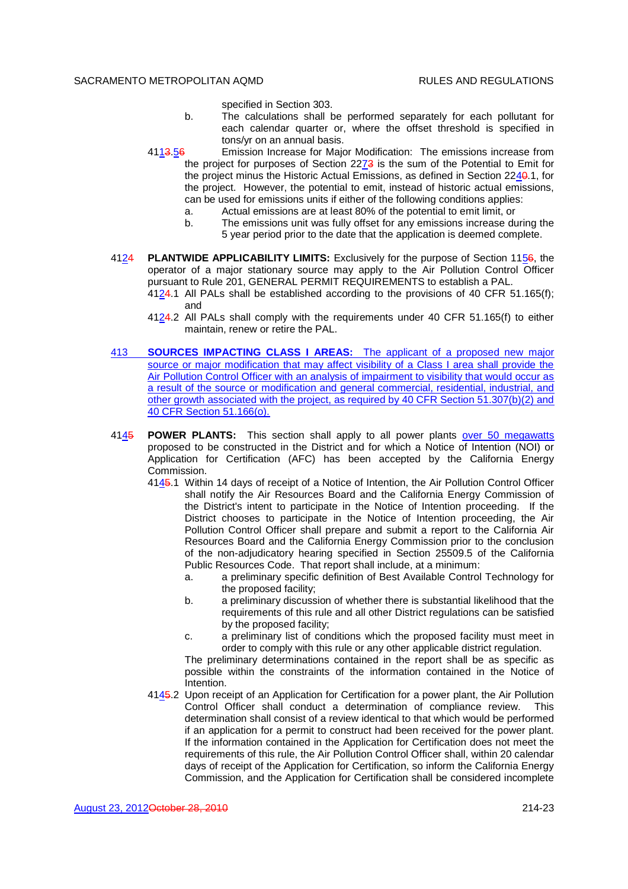specified in Section 303.

b. The calculations shall be performed separately for each pollutant for each calendar quarter or, where the offset threshold is specified in tons/yr on an annual basis.

4113.56 Emission Increase for Major Modification: The emissions increase from the project for purposes of Section 2273 is the sum of the Potential to Emit for the project minus the Historic Actual Emissions, as defined in Section 2240.1, for the project. However, the potential to emit, instead of historic actual emissions, can be used for emissions units if either of the following conditions applies:

a. Actual emissions are at least 80% of the potential to emit limit, or

b. The emissions unit was fully offset for any emissions increase during the 5 year period prior to the date that the application is deemed complete.

4124 **PLANTWIDE APPLICABILITY LIMITS:** Exclusively for the purpose of Section 1156, the operator of a major stationary source may apply to the Air Pollution Control Officer pursuant to Rule 201, GENERAL PERMIT REQUIREMENTS to establish a PAL.

4124.1 All PALs shall be established according to the provisions of 40 CFR 51.165(f); and

4124.2 All PALs shall comply with the requirements under 40 CFR 51.165(f) to either maintain, renew or retire the PAL.

413 **SOURCES IMPACTING CLASS I AREAS:** The applicant of a proposed new major source or major modification that may affect visibility of a Class I area shall provide the Air Pollution Control Officer with an analysis of impairment to visibility that would occur as a result of the source or modification and general commercial, residential, industrial, and other growth associated with the project, as required by 40 CFR Section 51.307(b)(2) and 40 CFR Section 51.166(o).

4145 **POWER PLANTS:** This section shall apply to all power plants over 50 megawatts proposed to be constructed in the District and for which a Notice of Intention (NOI) or Application for Certification (AFC) has been accepted by the California Energy Commission.

4145.1 Within 14 days of receipt of a Notice of Intention, the Air Pollution Control Officer shall notify the Air Resources Board and the California Energy Commission of the District's intent to participate in the Notice of Intention proceeding. If the District chooses to participate in the Notice of Intention proceeding, the Air Pollution Control Officer shall prepare and submit a report to the California Air Resources Board and the California Energy Commission prior to the conclusion of the non-adjudicatory hearing specified in Section 25509.5 of the California Public Resources Code. That report shall include, at a minimum:

a. a preliminary specific definition of Best Available Control Technology for the proposed facility;

b. a preliminary discussion of whether there is substantial likelihood that the requirements of this rule and all other District regulations can be satisfied by the proposed facility;

c. a preliminary list of conditions which the proposed facility must meet in order to comply with this rule or any other applicable district regulation.

The preliminary determinations contained in the report shall be as specific as possible within the constraints of the information contained in the Notice of Intention.

4145.2 Upon receipt of an Application for Certification for a power plant, the Air Pollution Control Officer shall conduct a determination of compliance review. This determination shall consist of a review identical to that which would be performed if an application for a permit to construct had been received for the power plant. If the information contained in the Application for Certification does not meet the requirements of this rule, the Air Pollution Control Officer shall, within 20 calendar days of receipt of the Application for Certification, so inform the California Energy Commission, and the Application for Certification shall be considered incomplete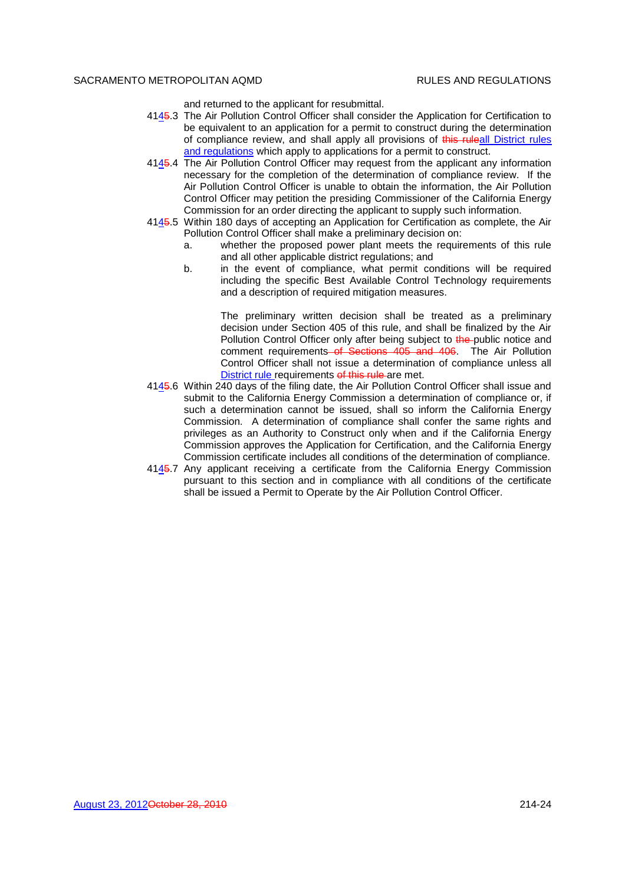and returned to the applicant for resubmittal.

4145.3 The Air Pollution Control Officer shall consider the Application for Certification to be equivalent to an application for a permit to construct during the determination of compliance review, and shall apply all provisions of this ruleall District rules and regulations which apply to applications for a permit to construct.

4145.4 The Air Pollution Control Officer may request from the applicant any information necessary for the completion of the determination of compliance review. If the Air Pollution Control Officer is unable to obtain the information, the Air Pollution Control Officer may petition the presiding Commissioner of the California Energy Commission for an order directing the applicant to supply such information.

4145.5 Within 180 days of accepting an Application for Certification as complete, the Air Pollution Control Officer shall make a preliminary decision on:

a. whether the proposed power plant meets the requirements of this rule and all other applicable district regulations; and

b. in the event of compliance, what permit conditions will be required including the specific Best Available Control Technology requirements and a description of required mitigation measures.

The preliminary written decision shall be treated as a preliminary decision under Section 405 of this rule, and shall be finalized by the Air Pollution Control Officer only after being subject to the public notice and comment requirements of Sections 405 and 406. The Air Pollution Control Officer shall not issue a determination of compliance unless all District rule requirements of this rule are met.

4145.6 Within 240 days of the filing date, the Air Pollution Control Officer shall issue and submit to the California Energy Commission a determination of compliance or, if such a determination cannot be issued, shall so inform the California Energy Commission. A determination of compliance shall confer the same rights and privileges as an Authority to Construct only when and if the California Energy Commission approves the Application for Certification, and the California Energy Commission certificate includes all conditions of the determination of compliance.

4145.7 Any applicant receiving a certificate from the California Energy Commission pursuant to this section and in compliance with all conditions of the certificate shall be issued a Permit to Operate by the Air Pollution Control Officer.